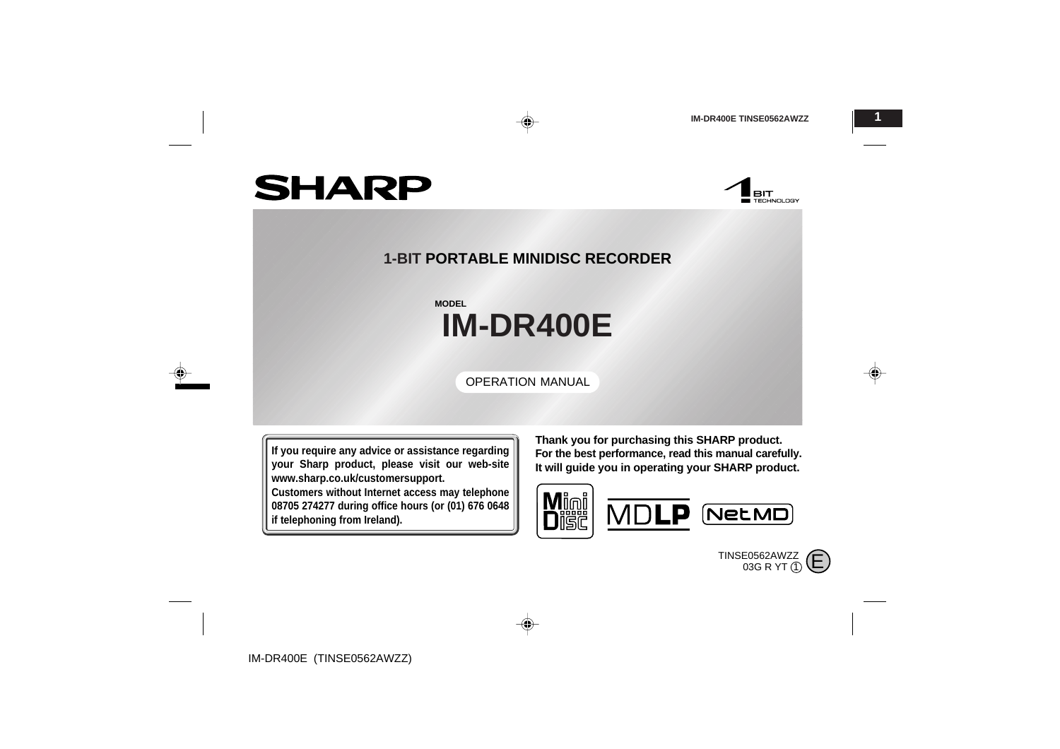# SHARP

## 1-BIT PORTABLE MINIDISC RECORDER

MODEL

# IM-DR400E

OPERATION MANUAL

**If you require any advice or assistance regarding your Sharp product, please visit our web-site www.sharp.co.uk/customersupport.**
**Customers without Internet access may telephone 08705 274277 during office hours (or (01) 676 0648 if telephoning from Ireland).**

**Thank you for purchasing this SHARP product.**
**For the best performance, read this manual carefully.**
**It will guide you in operating your SHARP product.**

MiniDisc MDLP NetMD

TINSE0562AWZZ
03G R YT ①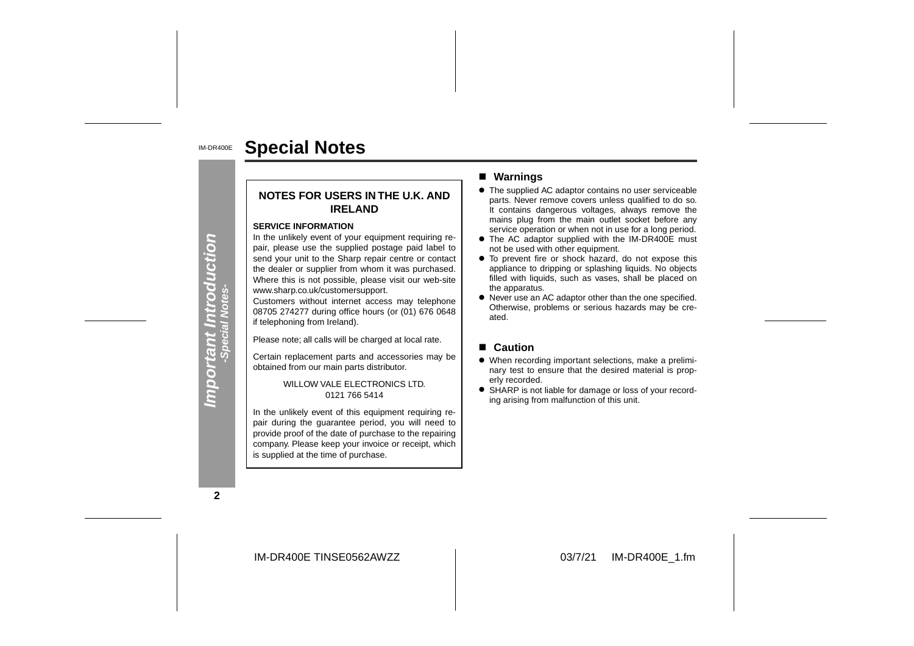# Special Notes

### NOTES FOR USERS IN THE U.K. AND IRELAND

**SERVICE INFORMATION**

In the unlikely event of your equipment requiring repair, please use the supplied postage paid label to send your unit to the Sharp repair centre or contact the dealer or supplier from whom it was purchased. Where this is not possible, please visit our web-site www.sharp.co.uk/customersupport.

Customers without internet access may telephone 08705 274277 during office hours (or (01) 676 0648 if telephoning from Ireland).

Please note; all calls will be charged at local rate.

Certain replacement parts and accessories may be obtained from our main parts distributor.

WILLOW VALE ELECTRONICS LTD.
0121 766 5414

In the unlikely event of this equipment requiring repair during the guarantee period, you will need to provide proof of the date of purchase to the repairing company. Please keep your invoice or receipt, which is supplied at the time of purchase.

## ■ Warnings

- The supplied AC adaptor contains no user serviceable parts. Never remove covers unless qualified to do so. It contains dangerous voltages, always remove the mains plug from the main outlet socket before any service operation or when not in use for a long period.
- The AC adaptor supplied with the IM-DR400E must not be used with other equipment.
- To prevent fire or shock hazard, do not expose this appliance to dripping or splashing liquids. No objects filled with liquids, such as vases, shall be placed on the apparatus.
- Never use an AC adaptor other than the one specified. Otherwise, problems or serious hazards may be created.

## ■ Caution

- When recording important selections, make a preliminary test to ensure that the desired material is properly recorded.
- SHARP is not liable for damage or loss of your recording arising from malfunction of this unit.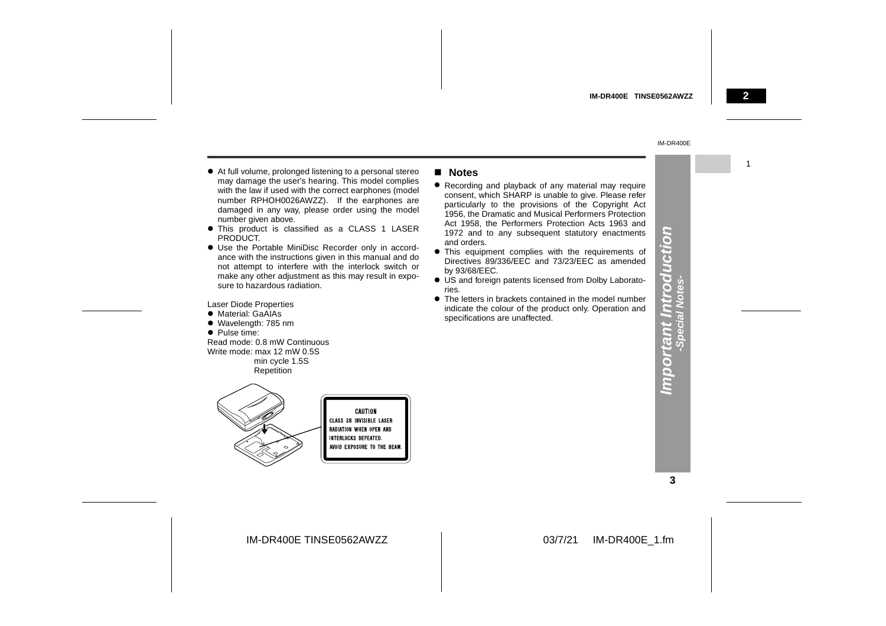- At full volume, prolonged listening to a personal stereo may damage the user's hearing. This model complies with the law if used with the correct earphones (model number RPHOH0026AWZZ). If the earphones are damaged in any way, please order using the model number given above.
- This product is classified as a CLASS 1 LASER PRODUCT.
- Use the Portable MiniDisc Recorder only in accordance with the instructions given in this manual and do not attempt to interfere with the interlock switch or make any other adjustment as this may result in exposure to hazardous radiation.

Laser Diode Properties

- Material: GaAIAs
- Wavelength: 785 nm
- Pulse time:

Read mode: 0.8 mW Continuous
Write mode: max 12 mW 0.5S
min cycle 1.5S
Repetition

CAUTION
CLASS 3B INVISIBLE LASER RADIATION WHEN OPEN AND INTERLOCKS DEFEATED.
AVOID EXPOSURE TO THE BEAM.

## Notes

- Recording and playback of any material may require consent, which SHARP is unable to give. Please refer particularly to the provisions of the Copyright Act 1956, the Dramatic and Musical Performers Protection Act 1958, the Performers Protection Acts 1963 and 1972 and to any subsequent statutory enactments and orders.
- This equipment complies with the requirements of Directives 89/336/EEC and 73/23/EEC as amended by 93/68/EEC.
- US and foreign patents licensed from Dolby Laboratories.
- The letters in brackets contained in the model number indicate the colour of the product only. Operation and specifications are unaffected.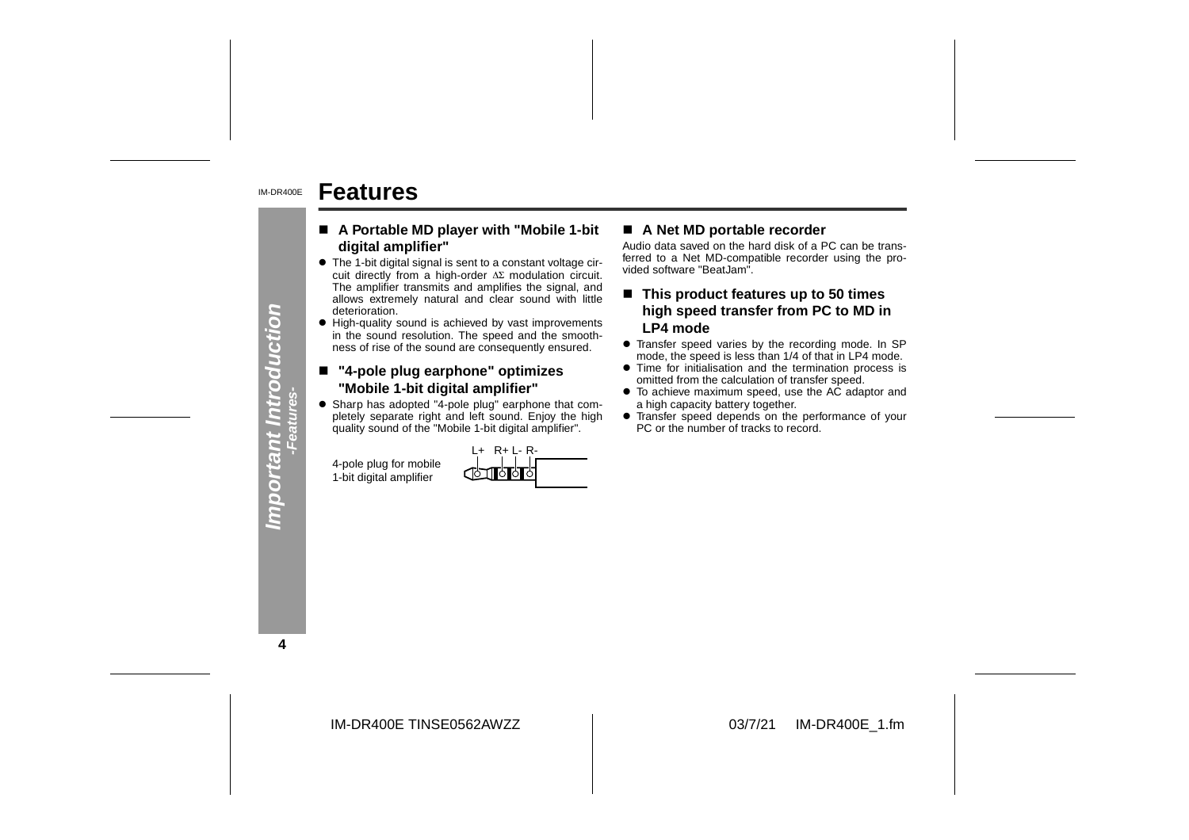# Features

## ■ A Portable MD player with "Mobile 1-bit digital amplifier"

- The 1-bit digital signal is sent to a constant voltage circuit directly from a high-order $\Delta\Sigma$ modulation circuit. The amplifier transmits and amplifies the signal, and allows extremely natural and clear sound with little deterioration.
- High-quality sound is achieved by vast improvements in the sound resolution. The speed and the smoothness of rise of the sound are consequently ensured.

## ■ "4-pole plug earphone" optimizes "Mobile 1-bit digital amplifier"

- Sharp has adopted "4-pole plug" earphone that completely separate right and left sound. Enjoy the high quality sound of the "Mobile 1-bit digital amplifier".

4-pole plug for mobile 1-bit digital amplifier

L+ R+ L- R-

## ■ A Net MD portable recorder

Audio data saved on the hard disk of a PC can be transferred to a Net MD-compatible recorder using the provided software "BeatJam".

## ■ This product features up to 50 times high speed transfer from PC to MD in LP4 mode

- Transfer speed varies by the recording mode. In SP mode, the speed is less than 1/4 of that in LP4 mode.
- Time for initialisation and the termination process is omitted from the calculation of transfer speed.
- To achieve maximum speed, use the AC adaptor and a high capacity battery together.
- Transfer speed depends on the performance of your PC or the number of tracks to record.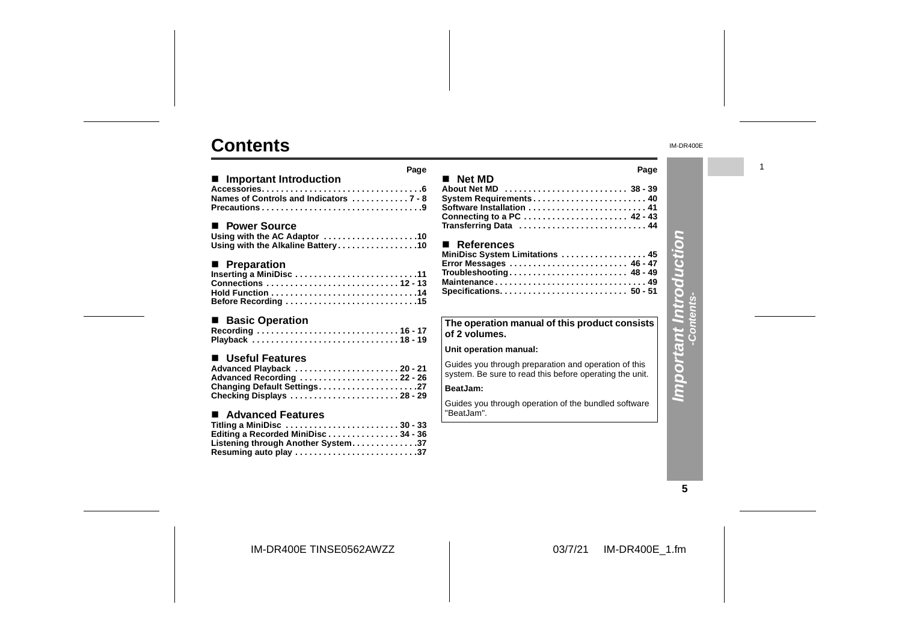# Contents

| ■ Important Introduction | Page |
|---|---|
| Accessories | 6 |
| Names of Controls and Indicators | 7 - 8 |
| Precautions | 9 |

| ■ Power Source | |
|---|---|
| Using with the AC Adaptor | 10 |
| Using with the Alkaline Battery | 10 |

| ■ Preparation | |
|---|---|
| Inserting a MiniDisc | 11 |
| Connections | 12 - 13 |
| Hold Function | 14 |
| Before Recording | 15 |

| ■ Basic Operation | |
|---|---|
| Recording | 16 - 17 |
| Playback | 18 - 19 |

| ■ Useful Features | |
|---|---|
| Advanced Playback | 20 - 21 |
| Advanced Recording | 22 - 26 |
| Changing Default Settings | 27 |
| Checking Displays | 28 - 29 |

| ■ Advanced Features | |
|---|---|
| Titling a MiniDisc | 30 - 33 |
| Editing a Recorded MiniDisc | 34 - 36 |
| Listening through Another System | 37 |
| Resuming auto play | 37 |

| ■ Net MD | Page |
|---|---|
| About Net MD | 38 - 39 |
| System Requirements | 40 |
| Software Installation | 41 |
| Connecting to a PC | 42 - 43 |
| Transferring Data | 44 |

| ■ References | |
|---|---|
| MiniDisc System Limitations | 45 |
| Error Messages | 46 - 47 |
| Troubleshooting | 48 - 49 |
| Maintenance | 49 |
| Specifications | 50 - 51 |

**The operation manual of this product consists of 2 volumes.**

**Unit operation manual:**

Guides you through preparation and operation of this system. Be sure to read this before operating the unit.

**BeatJam:**

Guides you through operation of the bundled software "BeatJam".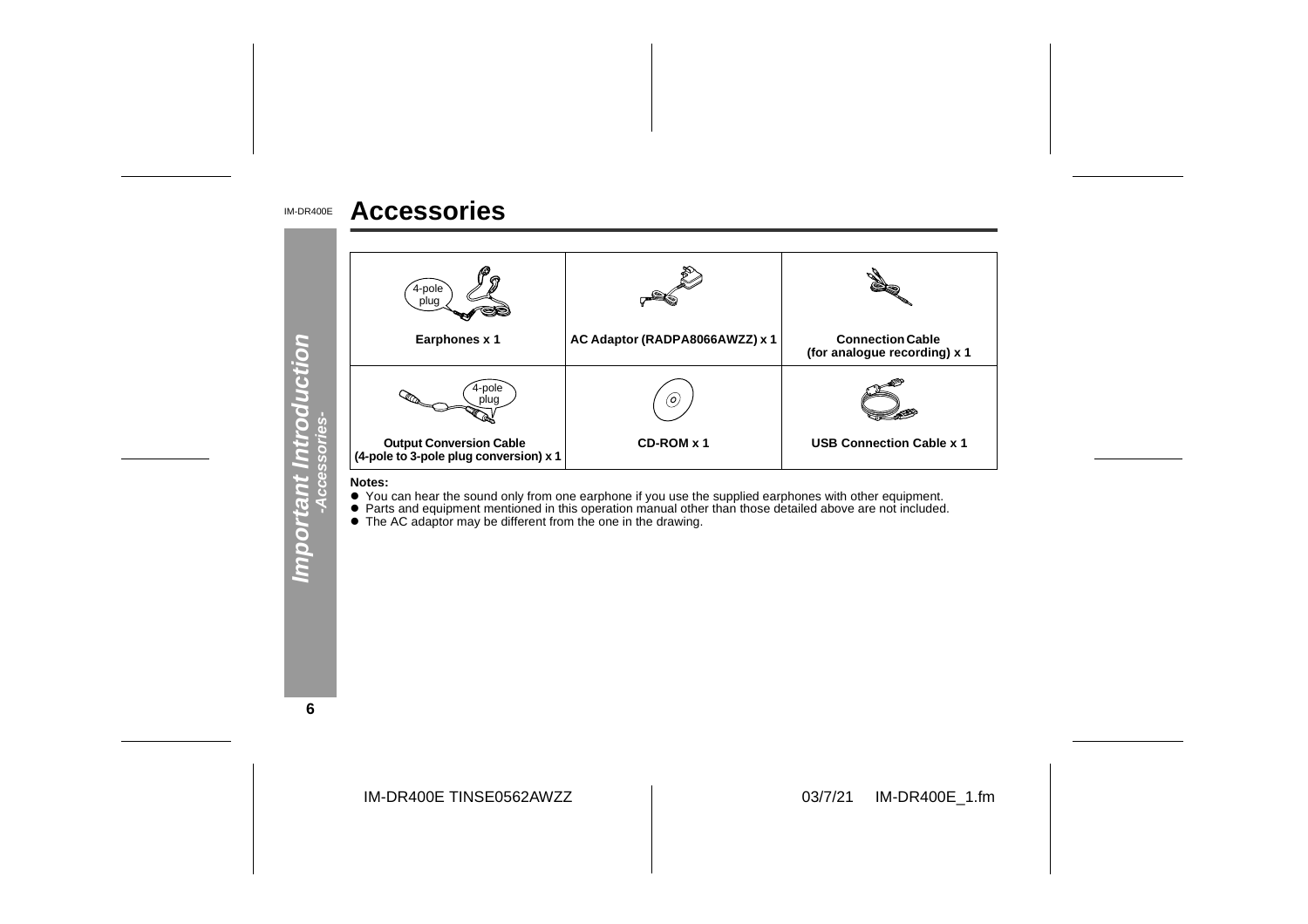# Accessories

| Earphones x 1 | AC Adaptor (RADPA8066AWZZ) x 1 | Connection Cable (for analogue recording) x 1 |
|---|---|---|
| **Output Conversion Cable (4-pole to 3-pole plug conversion) x 1** | **CD-ROM x 1** | **USB Connection Cable x 1** |

**Notes:**

- You can hear the sound only from one earphone if you use the supplied earphones with other equipment.
- Parts and equipment mentioned in this operation manual other than those detailed above are not included.
- The AC adaptor may be different from the one in the drawing.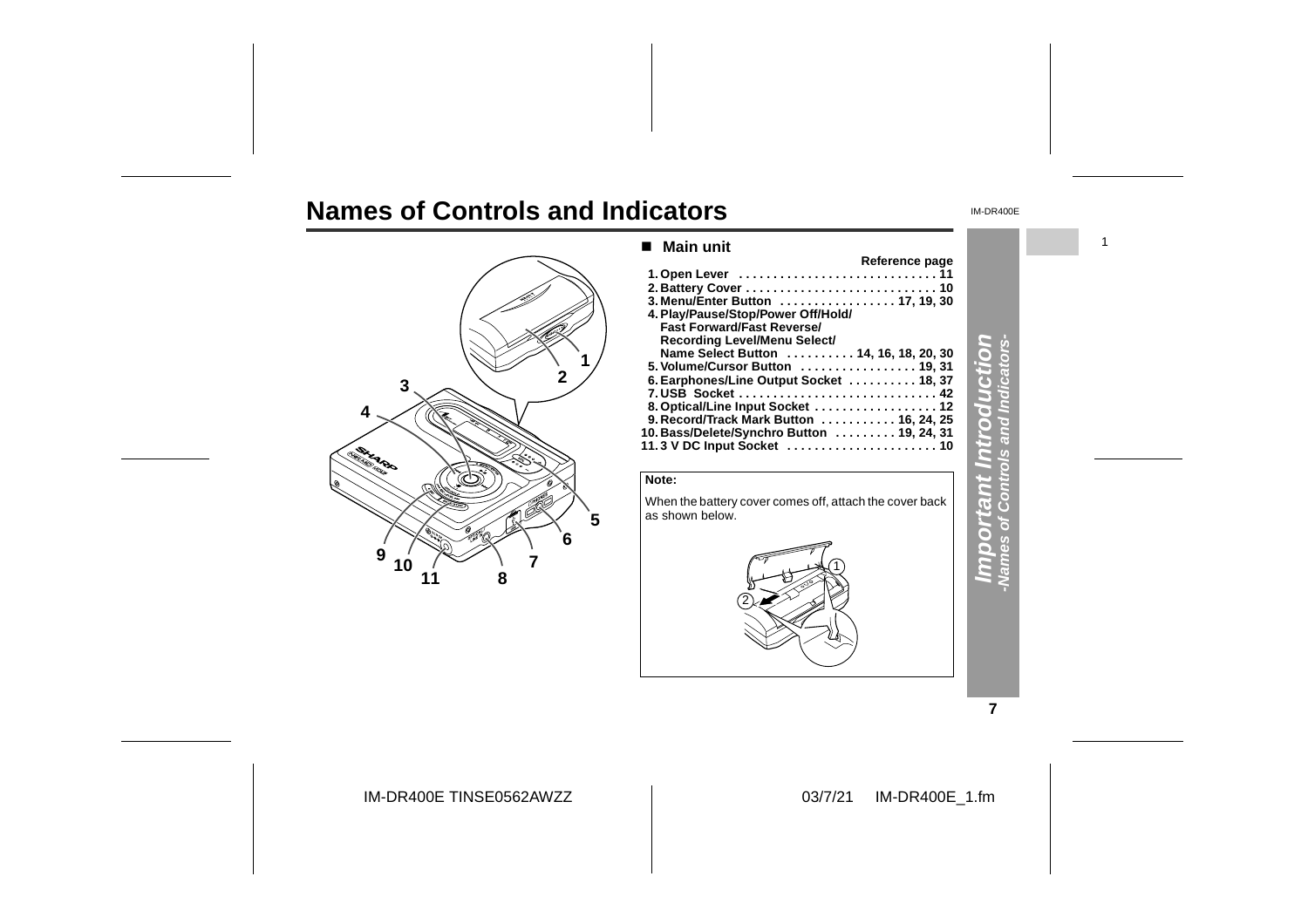# Names of Controls and Indicators

## ■ Main unit

| | Reference page |
|---|---|
| 1. Open Lever | 11 |
| 2. Battery Cover | 10 |
| 3. Menu/Enter Button | 17, 19, 30 |
| 4. Play/Pause/Stop/Power Off/Hold/ Fast Forward/Fast Reverse/ Recording Level/Menu Select/ Name Select Button | 14, 16, 18, 20, 30 |
| 5. Volume/Cursor Button | 19, 31 |
| 6. Earphones/Line Output Socket | 18, 37 |
| 7. USB Socket | 42 |
| 8. Optical/Line Input Socket | 12 |
| 9. Record/Track Mark Button | 16, 24, 25 |
| 10. Bass/Delete/Synchro Button | 19, 24, 31 |
| 11. 3 V DC Input Socket | 10 |

**Note:**

When the battery cover comes off, attach the cover back as shown below.

*Important Introduction*
*-Names of Controls and Indicators-*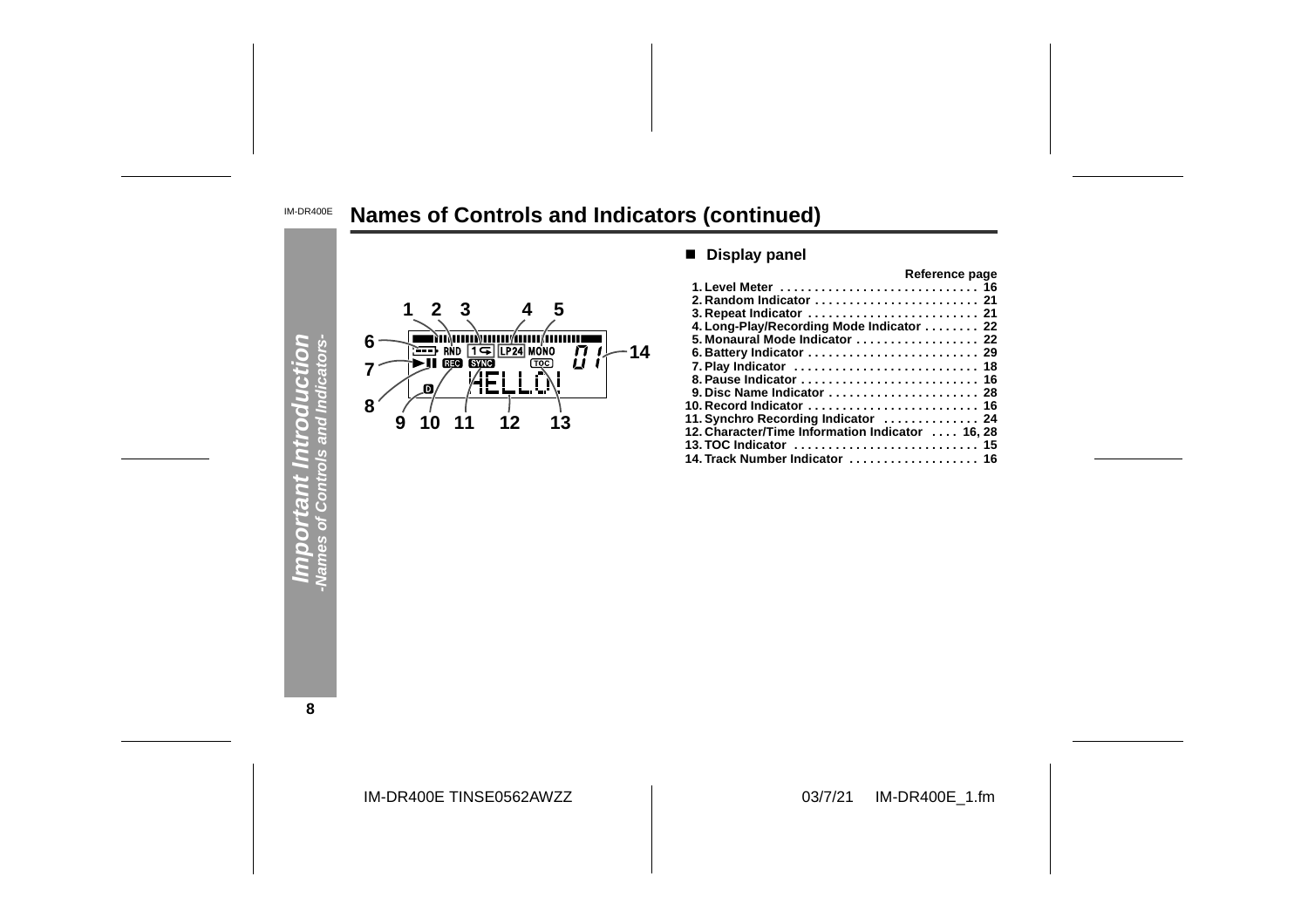# Names of Controls and Indicators (continued)

## ■ Display panel

| | Reference page |
|---|---|
| 1. Level Meter | 16 |
| 2. Random Indicator | 21 |
| 3. Repeat Indicator | 21 |
| 4. Long-Play/Recording Mode Indicator | 22 |
| 5. Monaural Mode Indicator | 22 |
| 6. Battery Indicator | 29 |
| 7. Play Indicator | 18 |
| 8. Pause Indicator | 16 |
| 9. Disc Name Indicator | 28 |
| 10. Record Indicator | 16 |
| 11. Synchro Recording Indicator | 24 |
| 12. Character/Time Information Indicator | 16, 28 |
| 13. TOC Indicator | 15 |
| 14. Track Number Indicator | 16 |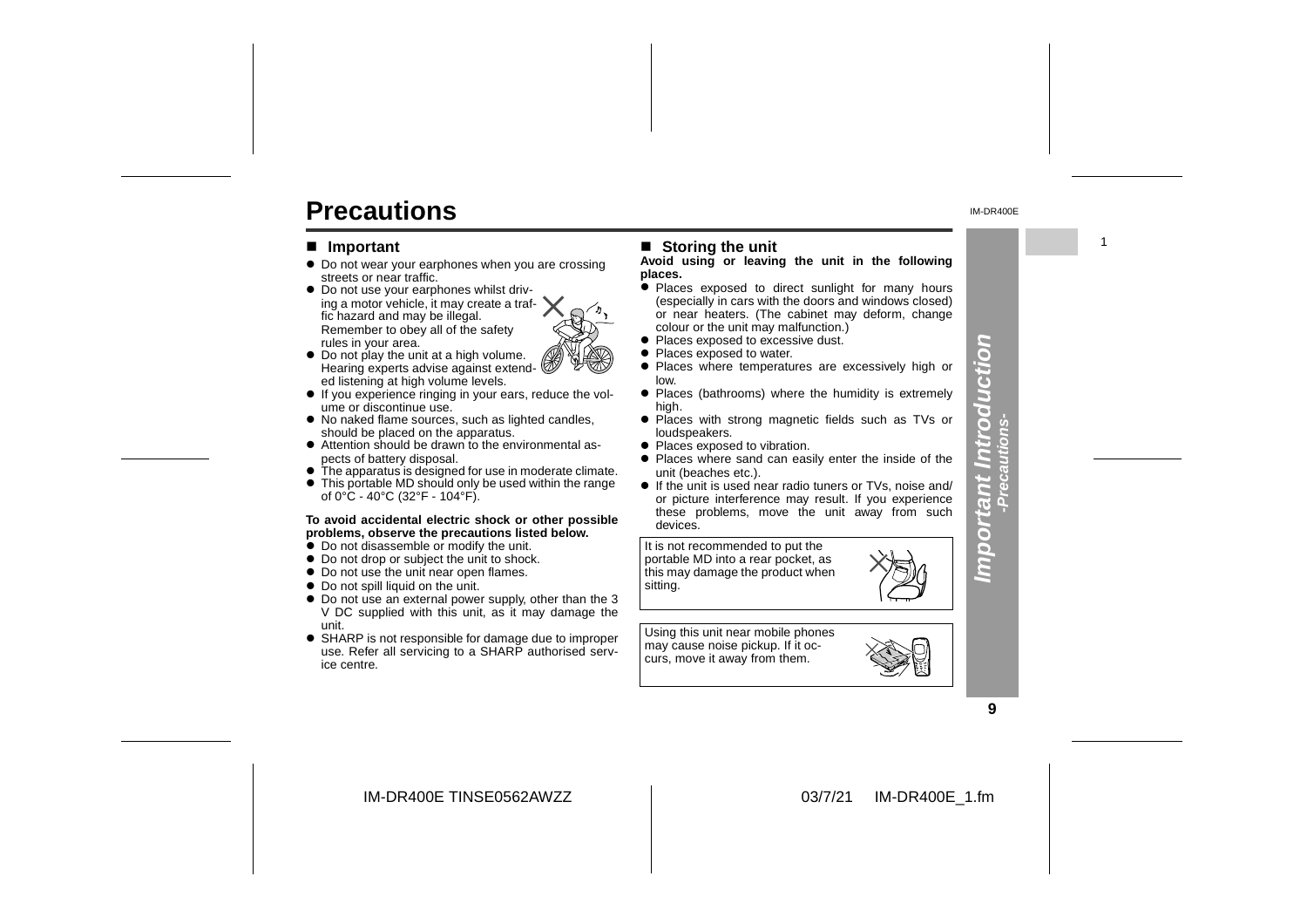# Precautions

## ■ Important

- Do not wear your earphones when you are crossing streets or near traffic.
- Do not use your earphones whilst driving a motor vehicle, it may create a traffic hazard and may be illegal. Remember to obey all of the safety rules in your area.
- Do not play the unit at a high volume. Hearing experts advise against extended listening at high volume levels.
- If you experience ringing in your ears, reduce the volume or discontinue use.
- No naked flame sources, such as lighted candles, should be placed on the apparatus.
- Attention should be drawn to the environmental aspects of battery disposal.
- The apparatus is designed for use in moderate climate.
- This portable MD should only be used within the range of 0°C - 40°C (32°F - 104°F).

**To avoid accidental electric shock or other possible problems, observe the precautions listed below.**

- Do not disassemble or modify the unit.
- Do not drop or subject the unit to shock.
- Do not use the unit near open flames.
- Do not spill liquid on the unit.
- Do not use an external power supply, other than the 3 V DC supplied with this unit, as it may damage the unit.
- SHARP is not responsible for damage due to improper use. Refer all servicing to a SHARP authorised service centre.

## ■ Storing the unit

**Avoid using or leaving the unit in the following places.**

- Places exposed to direct sunlight for many hours (especially in cars with the doors and windows closed) or near heaters. (The cabinet may deform, change colour or the unit may malfunction.)
- Places exposed to excessive dust.
- Places exposed to water.
- Places where temperatures are excessively high or low.
- Places (bathrooms) where the humidity is extremely high.
- Places with strong magnetic fields such as TVs or loudspeakers.
- Places exposed to vibration.
- Places where sand can easily enter the inside of the unit (beaches etc.).
- If the unit is used near radio tuners or TVs, noise and/or picture interference may result. If you experience these problems, move the unit away from such devices.

It is not recommended to put the portable MD into a rear pocket, as this may damage the product when sitting.

Using this unit near mobile phones may cause noise pickup. If it occurs, move it away from them.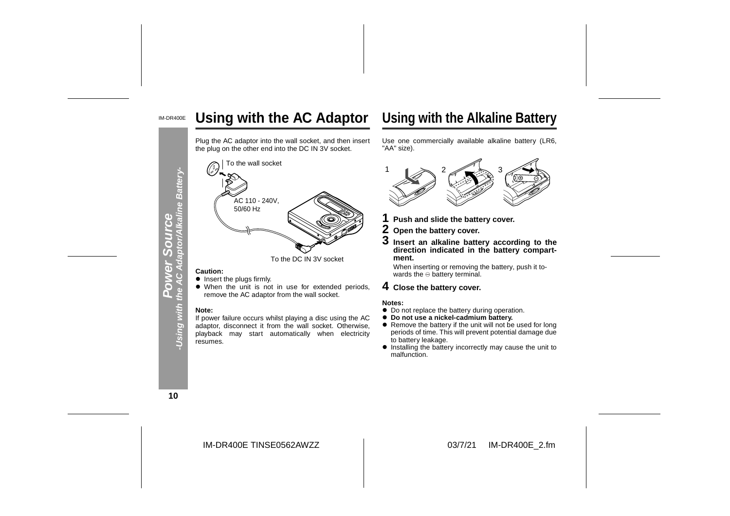# Power Source

## -Using with the AC Adaptor/Alkaline Battery-

## Using with the AC Adaptor

Plug the AC adaptor into the wall socket, and then insert the plug on the other end into the DC IN 3V socket.

To the wall socket

AC 110 - 240V, 50/60 Hz

To the DC IN 3V socket

**Caution:**

- Insert the plugs firmly.
- When the unit is not in use for extended periods, remove the AC adaptor from the wall socket.

**Note:**

If power failure occurs whilst playing a disc using the AC adaptor, disconnect it from the wall socket. Otherwise, playback may start automatically when electricity resumes.

## Using with the Alkaline Battery

Use one commercially available alkaline battery (LR6, "AA" size).

**1 Push and slide the battery cover.**

**2 Open the battery cover.**

**3 Insert an alkaline battery according to the direction indicated in the battery compartment.**

When inserting or removing the battery, push it towards the ⊖ battery terminal.

**4 Close the battery cover.**

**Notes:**

- Do not replace the battery during operation.
- **Do not use a nickel-cadmium battery.**
- Remove the battery if the unit will not be used for long periods of time. This will prevent potential damage due to battery leakage.
- Installing the battery incorrectly may cause the unit to malfunction.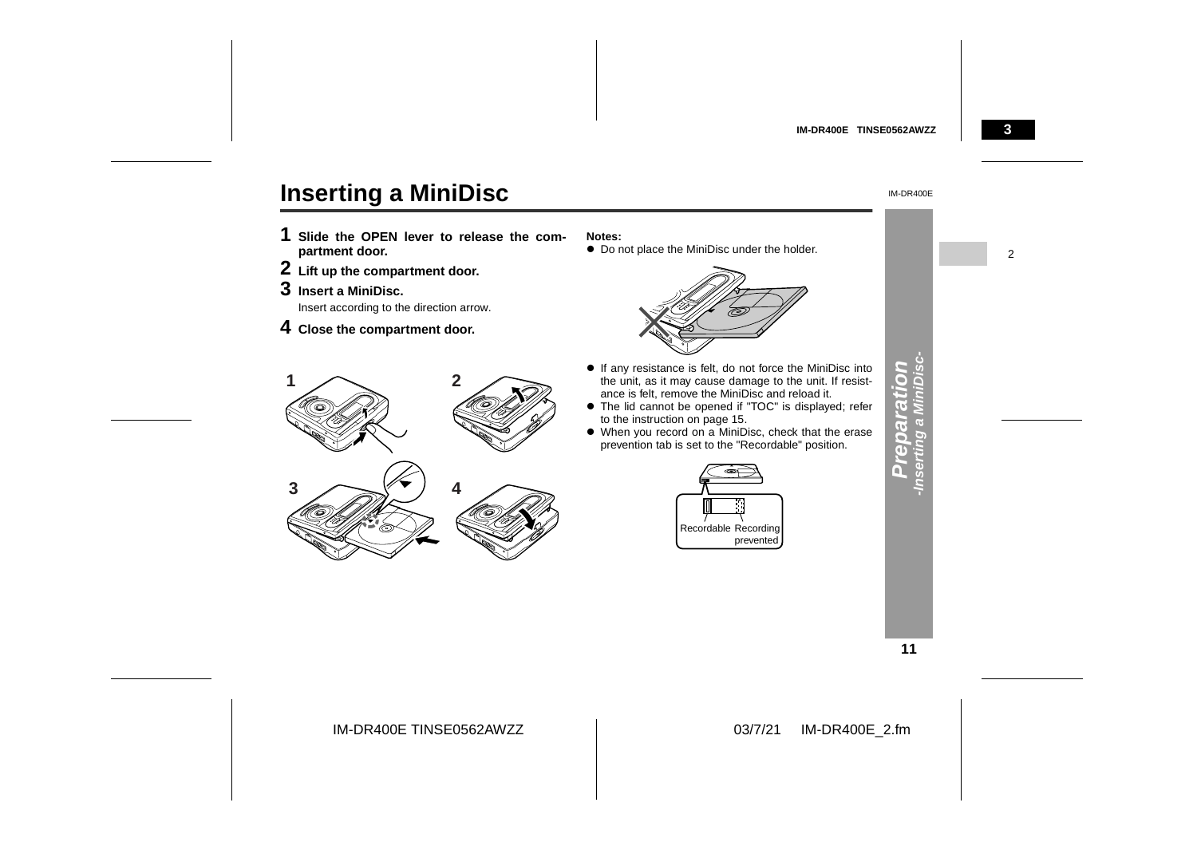# Inserting a MiniDisc

**1 Slide the OPEN lever to release the compartment door.**

**2 Lift up the compartment door.**

**3 Insert a MiniDisc.**

Insert according to the direction arrow.

**4 Close the compartment door.**

**Notes:**

- Do not place the MiniDisc under the holder.
- If any resistance is felt, do not force the MiniDisc into the unit, as it may cause damage to the unit. If resistance is felt, remove the MiniDisc and reload it.
- The lid cannot be opened if "TOC" is displayed; refer to the instruction on page 15.
- When you record on a MiniDisc, check that the erase prevention tab is set to the "Recordable" position.

Recordable Recording prevented

*Preparation -Inserting a MiniDisc-*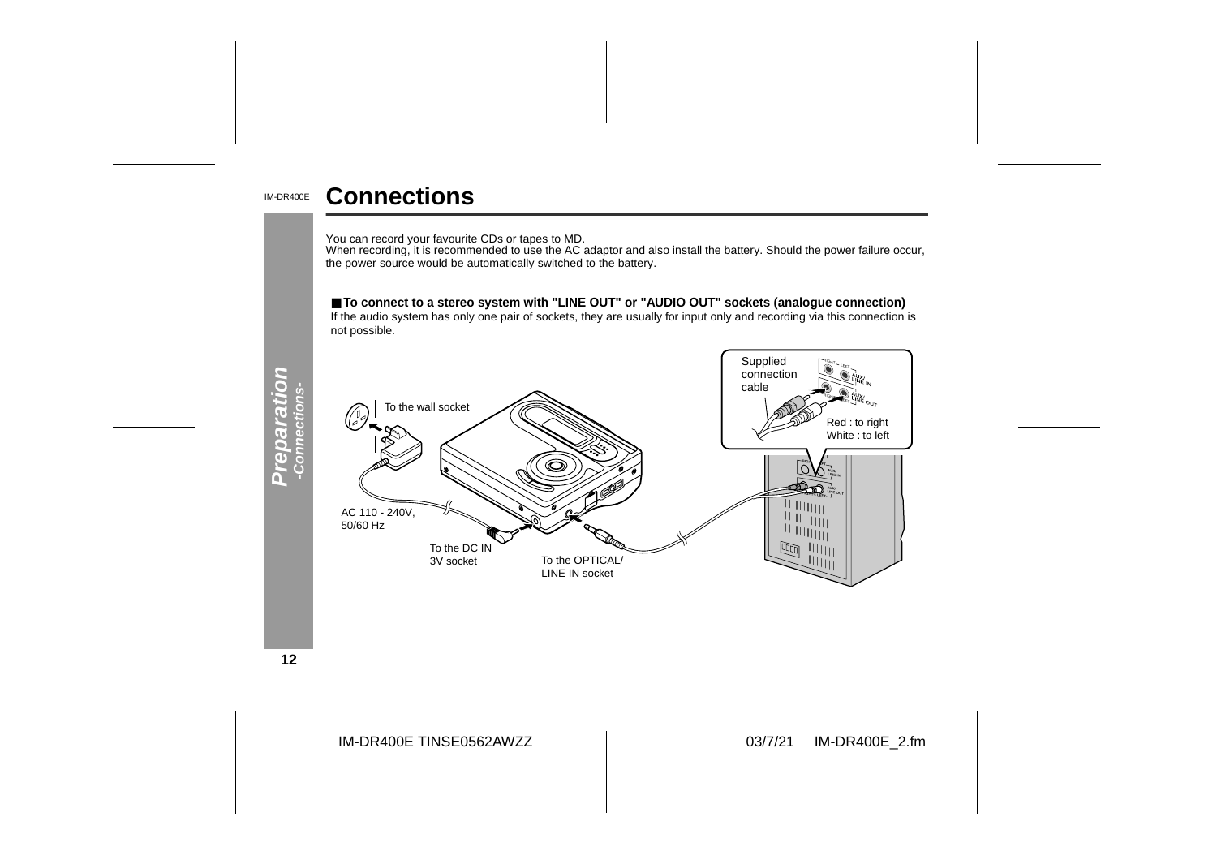# Connections

You can record your favourite CDs or tapes to MD.
When recording, it is recommended to use the AC adaptor and also install the battery. Should the power failure occur, the power source would be automatically switched to the battery.

## ■ To connect to a stereo system with "LINE OUT" or "AUDIO OUT" sockets (analogue connection)

If the audio system has only one pair of sockets, they are usually for input only and recording via this connection is not possible.

To the wall socket

AC 110 - 240V, 50/60 Hz

To the DC IN 3V socket

To the OPTICAL/ LINE IN socket

Supplied connection cable

Red : to right
White : to left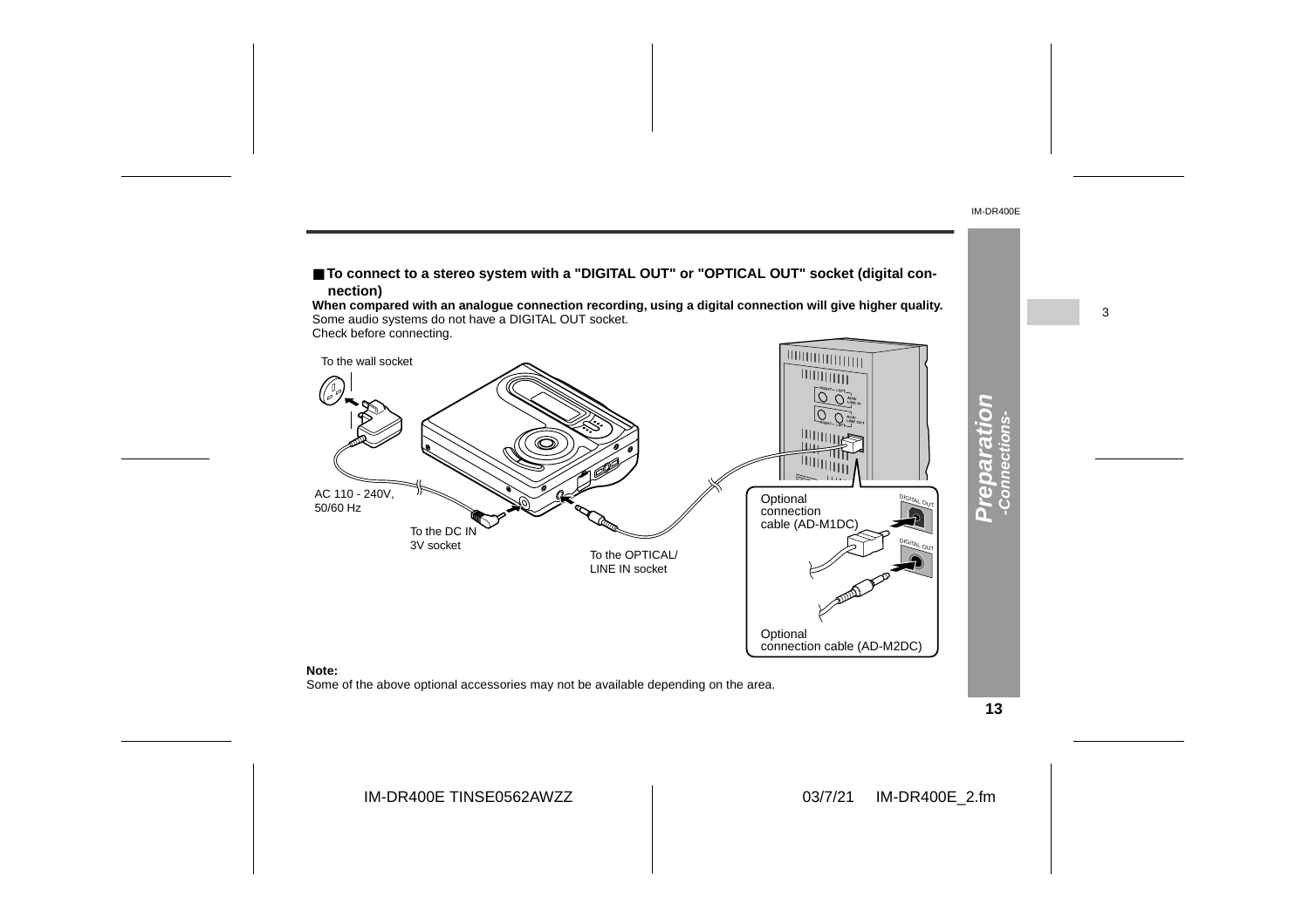## ■ To connect to a stereo system with a "DIGITAL OUT" or "OPTICAL OUT" socket (digital connection)

**When compared with an analogue connection recording, using a digital connection will give higher quality.**
Some audio systems do not have a DIGITAL OUT socket.
Check before connecting.

To the wall socket

AC 110 - 240V, 50/60 Hz

To the DC IN 3V socket

To the OPTICAL/ LINE IN socket

Optional connection cable (AD-M1DC)

DIGITAL OUT

Optional connection cable (AD-M2DC)

**Note:**
Some of the above optional accessories may not be available depending on the area.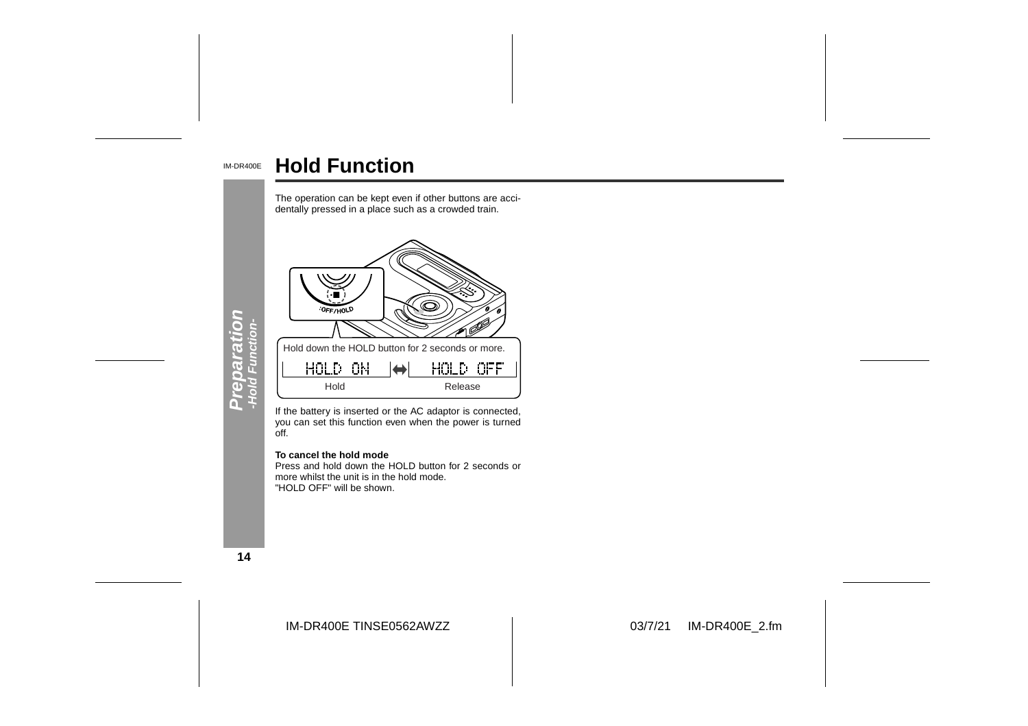# Hold Function

The operation can be kept even if other buttons are accidentally pressed in a place such as a crowded train.

OFF/HOLD

Hold down the HOLD button for 2 seconds or more.

| HOLD ON | ⇔ | HOLD OFF |
|---|---|---|
| Hold | | Release |

If the battery is inserted or the AC adaptor is connected, you can set this function even when the power is turned off.

**To cancel the hold mode**

Press and hold down the HOLD button for 2 seconds or more whilst the unit is in the hold mode.
"HOLD OFF" will be shown.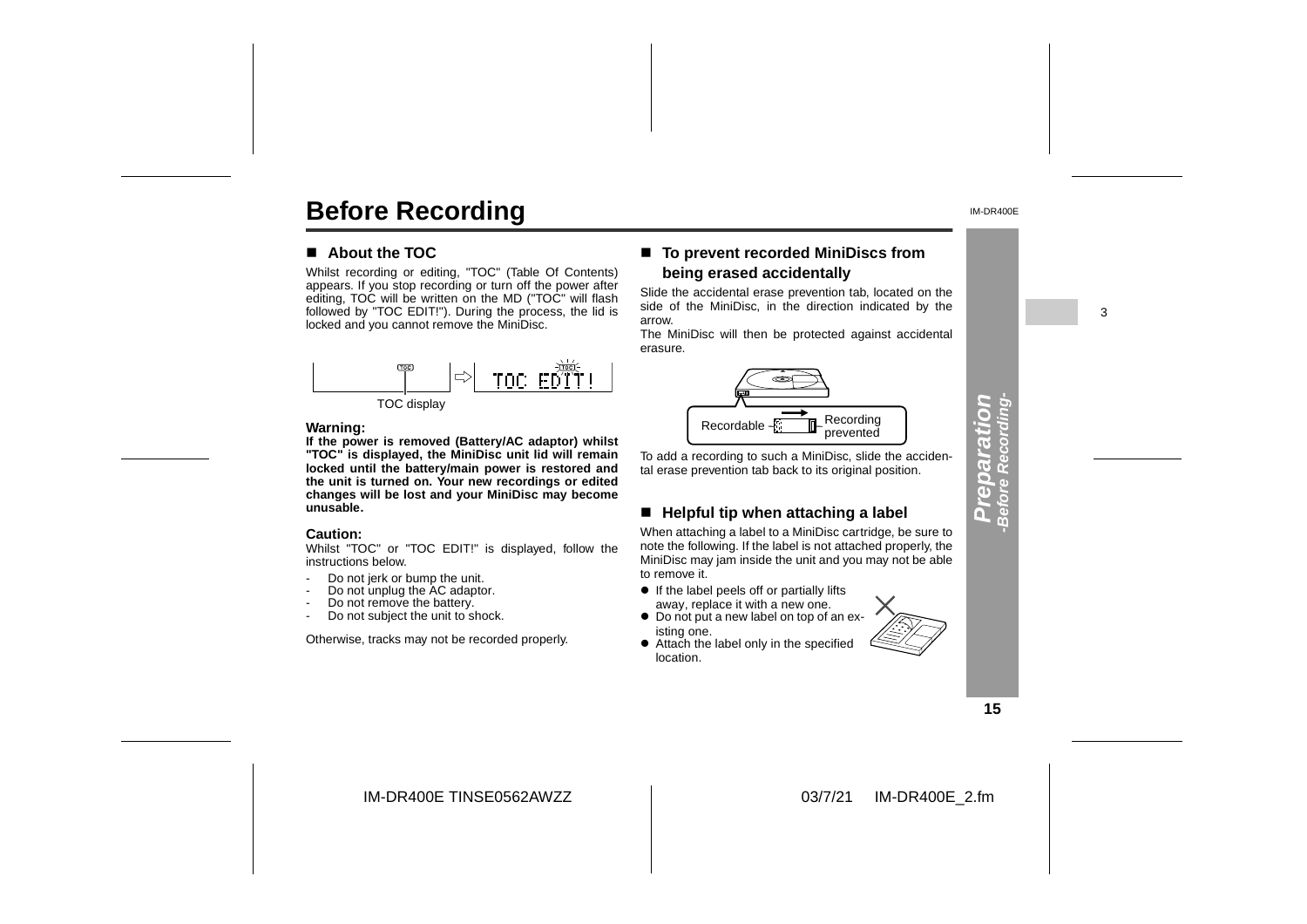# Before Recording

## ■ About the TOC

Whilst recording or editing, "TOC" (Table Of Contents) appears. If you stop recording or turn off the power after editing, TOC will be written on the MD ("TOC" will flash followed by "TOC EDIT!"). During the process, the lid is locked and you cannot remove the MiniDisc.

TOC display

**Warning:**

**If the power is removed (Battery/AC adaptor) whilst "TOC" is displayed, the MiniDisc unit lid will remain locked until the battery/main power is restored and the unit is turned on. Your new recordings or edited changes will be lost and your MiniDisc may become unusable.**

**Caution:**

Whilst "TOC" or "TOC EDIT!" is displayed, follow the instructions below.

- Do not jerk or bump the unit.
- Do not unplug the AC adaptor.
- Do not remove the battery.
- Do not subject the unit to shock.

Otherwise, tracks may not be recorded properly.

## ■ To prevent recorded MiniDiscs from being erased accidentally

Slide the accidental erase prevention tab, located on the side of the MiniDisc, in the direction indicated by the arrow.

The MiniDisc will then be protected against accidental erasure.

Recordable — Recording prevented

To add a recording to such a MiniDisc, slide the accidental erase prevention tab back to its original position.

## ■ Helpful tip when attaching a label

When attaching a label to a MiniDisc cartridge, be sure to note the following. If the label is not attached properly, the MiniDisc may jam inside the unit and you may not be able to remove it.

- If the label peels off or partially lifts away, replace it with a new one.
- Do not put a new label on top of an existing one.
- Attach the label only in the specified location.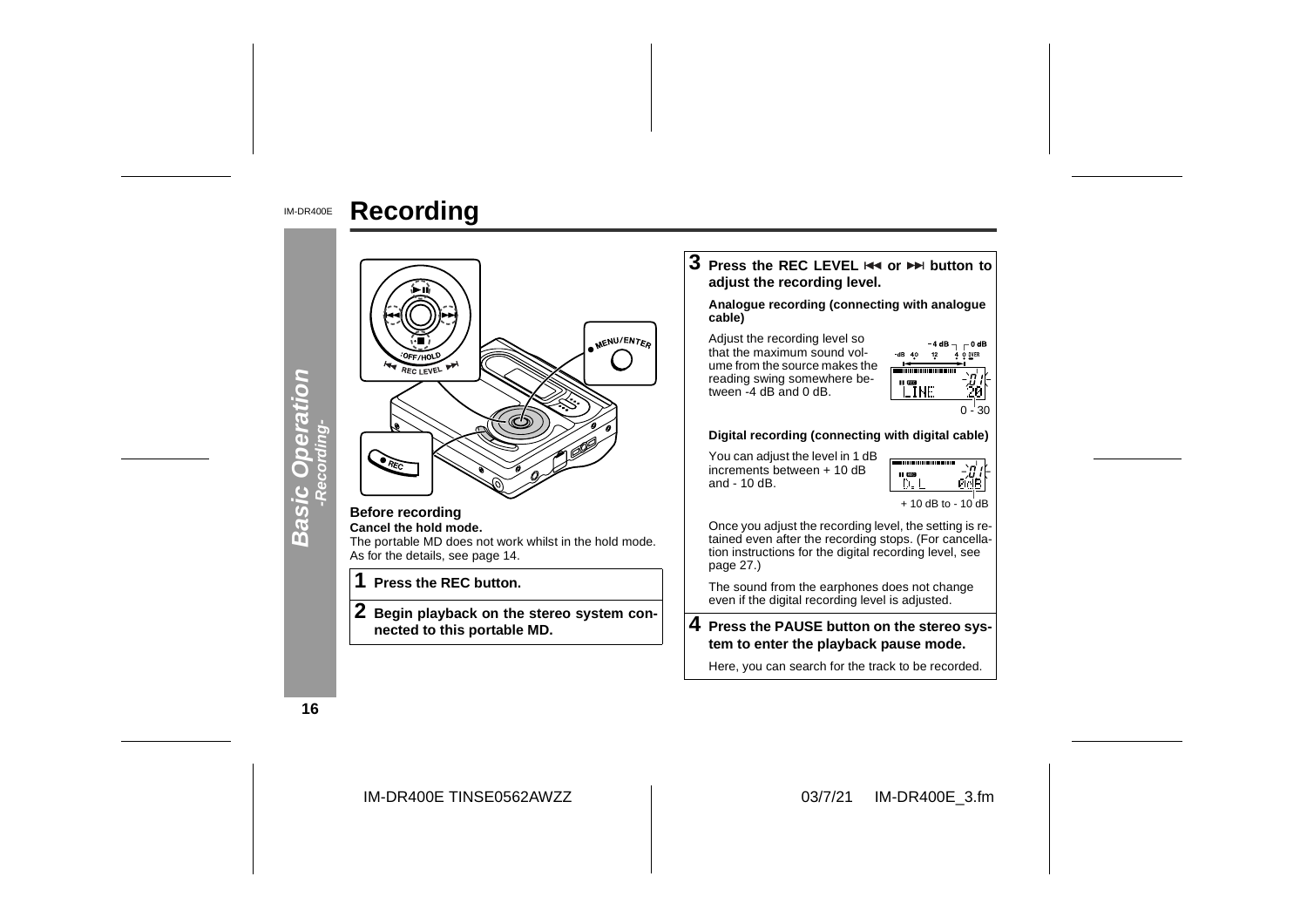# Recording

**Before recording**

**Cancel the hold mode.**

The portable MD does not work whilst in the hold mode. As for the details, see page 14.

**1 Press the REC button.**

**2 Begin playback on the stereo system connected to this portable MD.**

**3 Press the REC LEVEL ⏮ or ⏭ button to adjust the recording level.**

**Analogue recording (connecting with analogue cable)**

Adjust the recording level so that the maximum sound volume from the source makes the reading swing somewhere between -4 dB and 0 dB.

0 - 30

**Digital recording (connecting with digital cable)**

You can adjust the level in 1 dB increments between + 10 dB and - 10 dB.

+ 10 dB to - 10 dB

Once you adjust the recording level, the setting is retained even after the recording stops. (For cancellation instructions for the digital recording level, see page 27.)

The sound from the earphones does not change even if the digital recording level is adjusted.

**4 Press the PAUSE button on the stereo system to enter the playback pause mode.**

Here, you can search for the track to be recorded.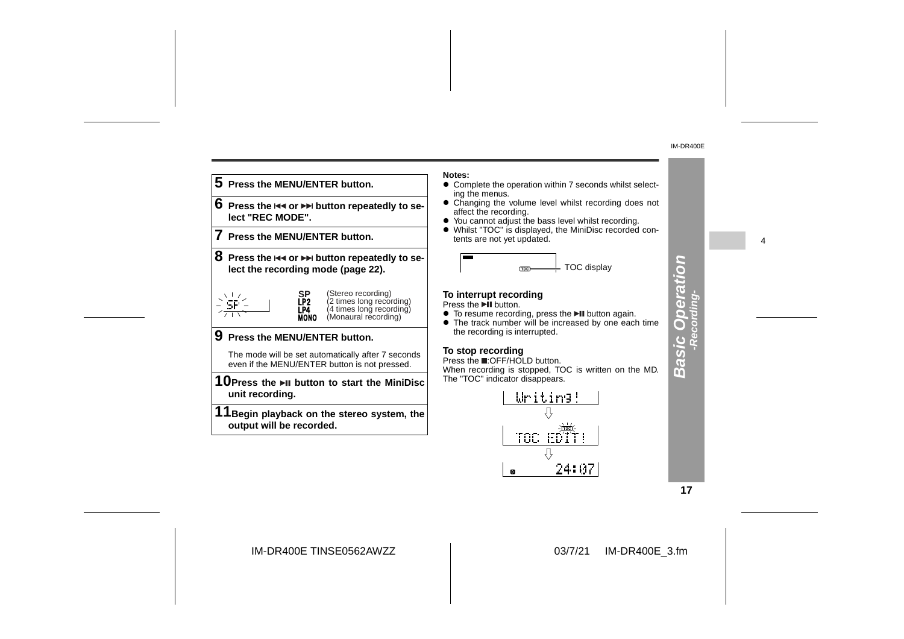**5** **Press the MENU/ENTER button.**

**6** **Press the ⏮ or ⏭ button repeatedly to select "REC MODE".**

**7** **Press the MENU/ENTER button.**

**8** **Press the ⏮ or ⏭ button repeatedly to select the recording mode (page 22).**

SP (Stereo recording)
LP2 (2 times long recording)
LP4 (4 times long recording)
MONO (Monaural recording)

**9** **Press the MENU/ENTER button.**

The mode will be set automatically after 7 seconds even if the MENU/ENTER button is not pressed.

**10** **Press the ►II button to start the MiniDisc unit recording.**

**11** **Begin playback on the stereo system, the output will be recorded.**

**Notes:**

- Complete the operation within 7 seconds whilst selecting the menus.
- Changing the volume level whilst recording does not affect the recording.
- You cannot adjust the bass level whilst recording.
- Whilst "TOC" is displayed, the MiniDisc recorded contents are not yet updated.

TOC display

### To interrupt recording

Press the ►II button.

- To resume recording, press the ►II button again.
- The track number will be increased by one each time the recording is interrupted.

### To stop recording

Press the ■:OFF/HOLD button.
When recording is stopped, TOC is written on the MD. The "TOC" indicator disappears.

Writing!
⇩
TOC EDIT!
⇩
24:07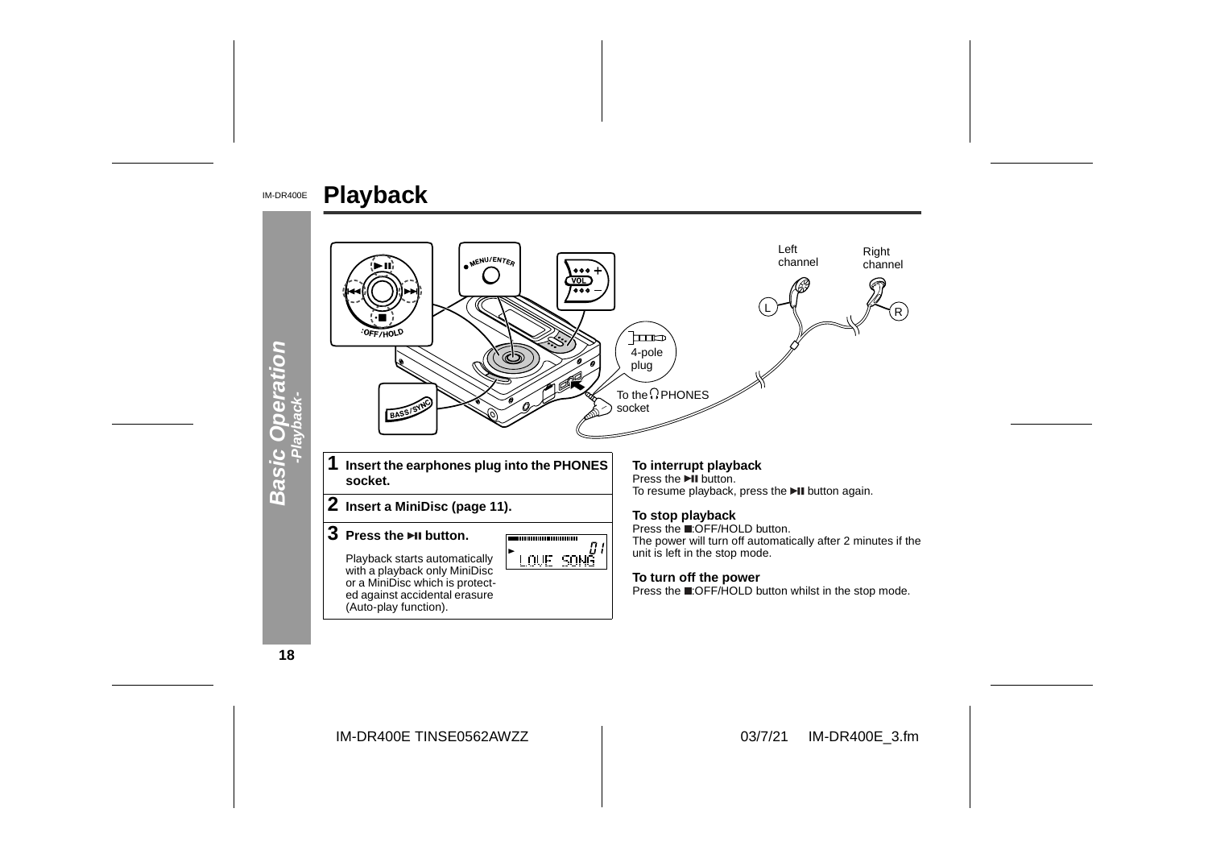# Playback

Left channel

Right channel

4-pole plug

To the PHONES socket

**1 Insert the earphones plug into the PHONES socket.**

**2 Insert a MiniDisc (page 11).**

**3 Press the ▶II button.**

Playback starts automatically with a playback only MiniDisc or a MiniDisc which is protected against accidental erasure (Auto-play function).

### To interrupt playback

Press the ▶II button.
To resume playback, press the ▶II button again.

### To stop playback

Press the ■:OFF/HOLD button.
The power will turn off automatically after 2 minutes if the unit is left in the stop mode.

### To turn off the power

Press the ■:OFF/HOLD button whilst in the stop mode.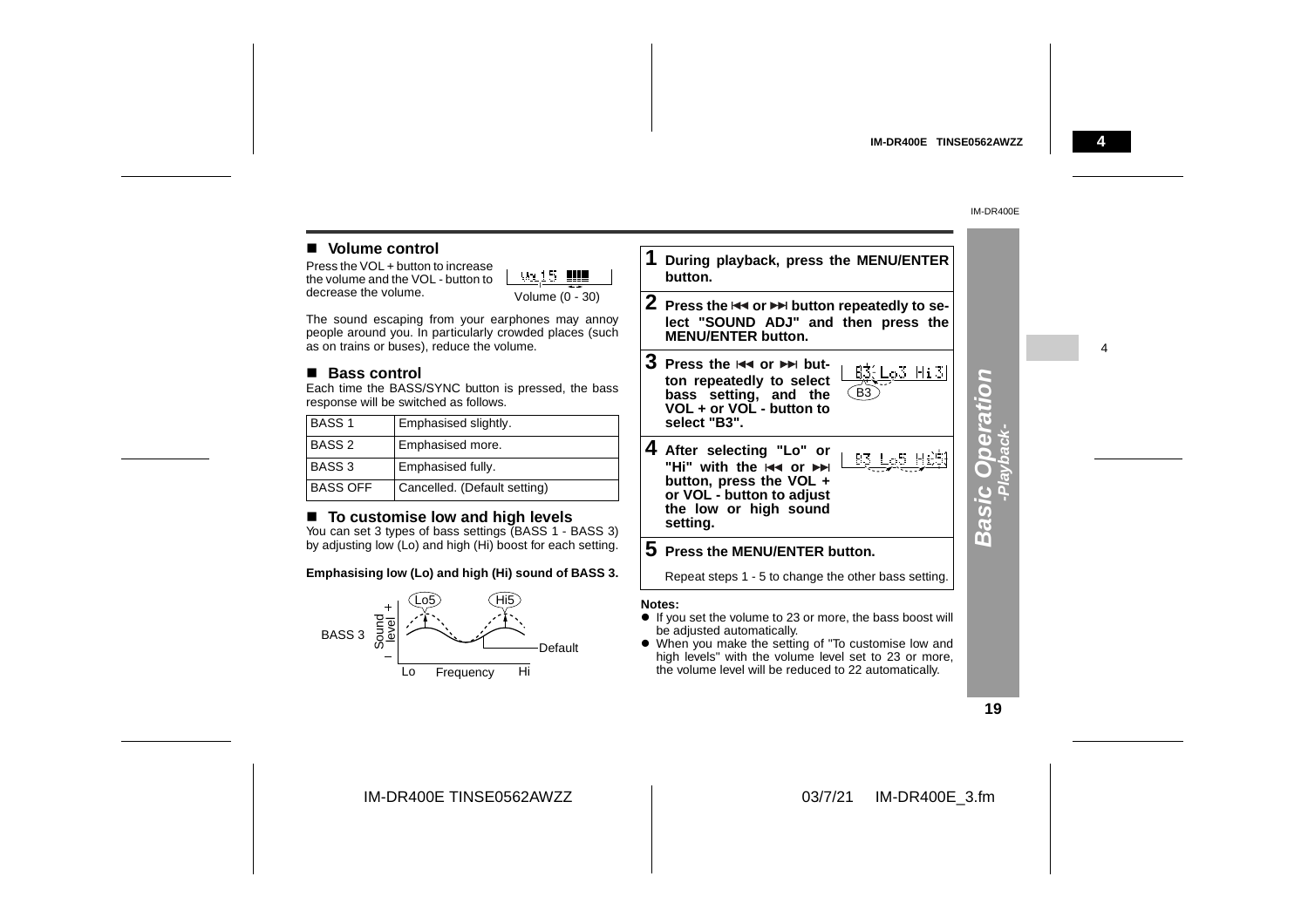## ■ Volume control

Press the VOL + button to increase the volume and the VOL - button to decrease the volume.

Volume (0 - 30)

The sound escaping from your earphones may annoy people around you. In particularly crowded places (such as on trains or buses), reduce the volume.

## ■ Bass control

Each time the BASS/SYNC button is pressed, the bass response will be switched as follows.

| BASS 1 | Emphasised slightly. |
|---|---|
| BASS 2 | Emphasised more. |
| BASS 3 | Emphasised fully. |
| BASS OFF | Cancelled. (Default setting) |

## ■ To customise low and high levels

You can set 3 types of bass settings (BASS 1 - BASS 3) by adjusting low (Lo) and high (Hi) boost for each setting.

**Emphasising low (Lo) and high (Hi) sound of BASS 3.**

BASS 3 — Sound level (+/–) — Lo5 — Hi5 — Default — Lo — Frequency — Hi

**1 During playback, press the MENU/ENTER button.**

**2 Press the ⏮ or ⏭ button repeatedly to select "SOUND ADJ" and then press the MENU/ENTER button.**

**3 Press the ⏮ or ⏭ button repeatedly to select bass setting, and the VOL + or VOL - button to select "B3".**

B3

**4 After selecting "Lo" or "Hi" with the ⏮ or ⏭ button, press the VOL + or VOL - button to adjust the low or high sound setting.**

**5 Press the MENU/ENTER button.**

Repeat steps 1 - 5 to change the other bass setting.

**Notes:**

- If you set the volume to 23 or more, the bass boost will be adjusted automatically.
- When you make the setting of "To customise low and high levels" with the volume level set to 23 or more, the volume level will be reduced to 22 automatically.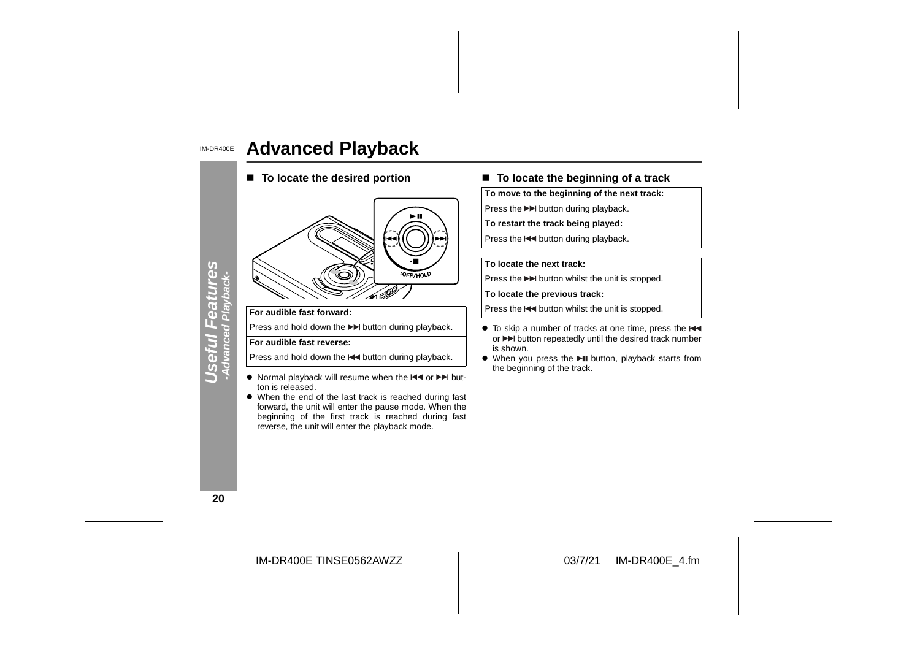# Advanced Playback

## ■ To locate the desired portion

| For audible fast forward: |
|---|
| Press and hold down the ▶▶I button during playback. |
| **For audible fast reverse:** |
| Press and hold down the I◀◀ button during playback. |

- Normal playback will resume when the I◀◀ or ▶▶I button is released.
- When the end of the last track is reached during fast forward, the unit will enter the pause mode. When the beginning of the first track is reached during fast reverse, the unit will enter the playback mode.

## ■ To locate the beginning of a track

| To move to the beginning of the next track: |
|---|
| Press the ▶▶I button during playback. |
| **To restart the track being played:** |
| Press the I◀◀ button during playback. |

| To locate the next track: |
|---|
| Press the ▶▶I button whilst the unit is stopped. |
| **To locate the previous track:** |
| Press the I◀◀ button whilst the unit is stopped. |

- To skip a number of tracks at one time, press the I◀◀ or ▶▶I button repeatedly until the desired track number is shown.
- When you press the ▶II button, playback starts from the beginning of the track.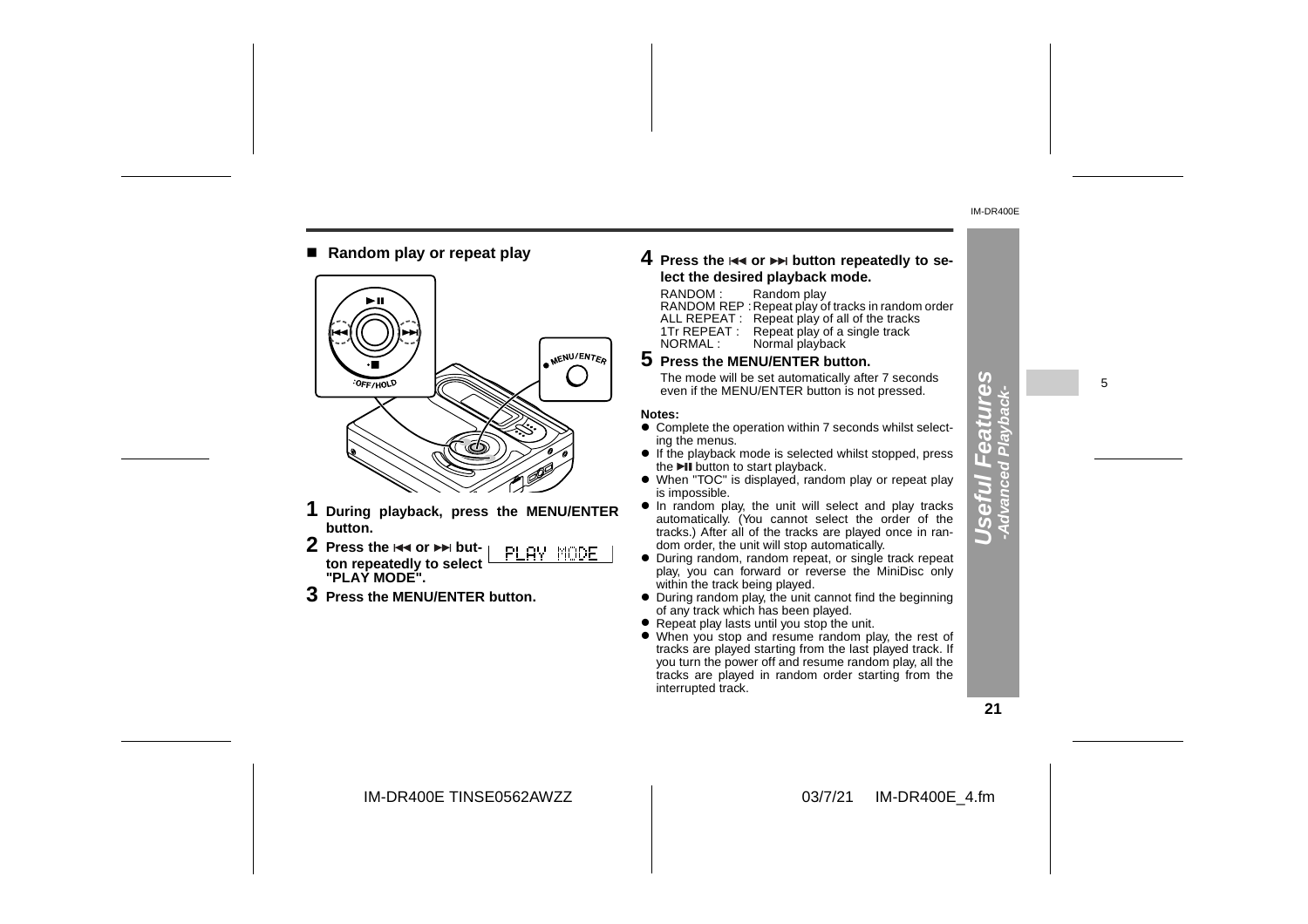## ■ Random play or repeat play

**1 During playback, press the MENU/ENTER button.**

**2 Press the ⏮ or ⏭ button repeatedly to select "PLAY MODE".**

PLAY MODE

**3 Press the MENU/ENTER button.**

**4 Press the ⏮ or ⏭ button repeatedly to select the desired playback mode.**

| | |
|---|---|
| RANDOM : | Random play |
| RANDOM REP : | Repeat play of tracks in random order |
| ALL REPEAT : | Repeat play of all of the tracks |
| 1Tr REPEAT : | Repeat play of a single track |
| NORMAL : | Normal playback |

**5 Press the MENU/ENTER button.**

The mode will be set automatically after 7 seconds even if the MENU/ENTER button is not pressed.

**Notes:**

- Complete the operation within 7 seconds whilst selecting the menus.
- If the playback mode is selected whilst stopped, press the ►II button to start playback.
- When "TOC" is displayed, random play or repeat play is impossible.
- In random play, the unit will select and play tracks automatically. (You cannot select the order of the tracks.) After all of the tracks are played once in random order, the unit will stop automatically.
- During random, random repeat, or single track repeat play, you can forward or reverse the MiniDisc only within the track being played.
- During random play, the unit cannot find the beginning of any track which has been played.
- Repeat play lasts until you stop the unit.
- When you stop and resume random play, the rest of tracks are played starting from the last played track. If you turn the power off and resume random play, all the tracks are played in random order starting from the interrupted track.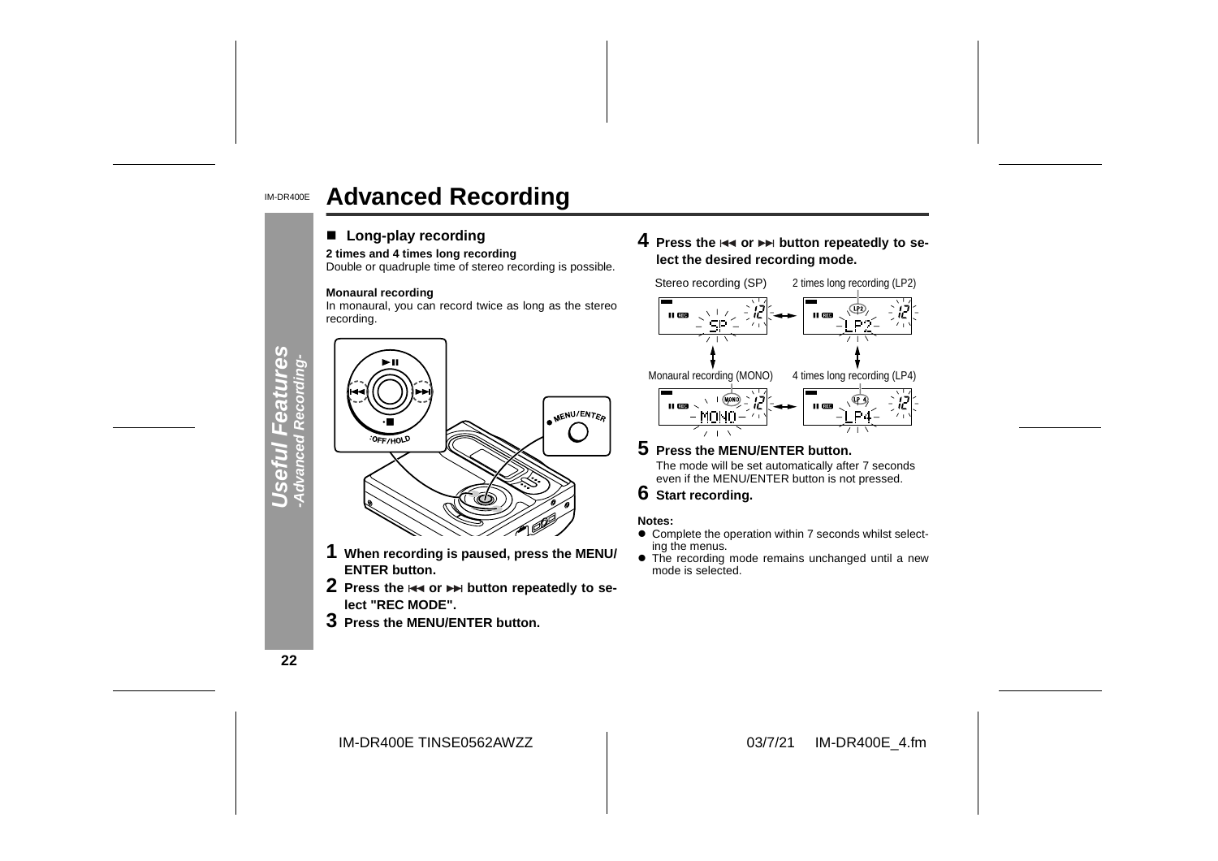# Advanced Recording

## ■ Long-play recording

**2 times and 4 times long recording**
Double or quadruple time of stereo recording is possible.

**Monaural recording**
In monaural, you can record twice as long as the stereo recording.

**1** **When recording is paused, press the MENU/ENTER button.**

**2** **Press the ⏮ or ⏭ button repeatedly to select "REC MODE".**

**3** **Press the MENU/ENTER button.**

**4** **Press the ⏮ or ⏭ button repeatedly to select the desired recording mode.**

Stereo recording (SP) ↔ 2 times long recording (LP2)

Monaural recording (MONO) ↔ 4 times long recording (LP4)

**5** **Press the MENU/ENTER button.**
The mode will be set automatically after 7 seconds even if the MENU/ENTER button is not pressed.

**6** **Start recording.**

**Notes:**
- Complete the operation within 7 seconds whilst selecting the menus.
- The recording mode remains unchanged until a new mode is selected.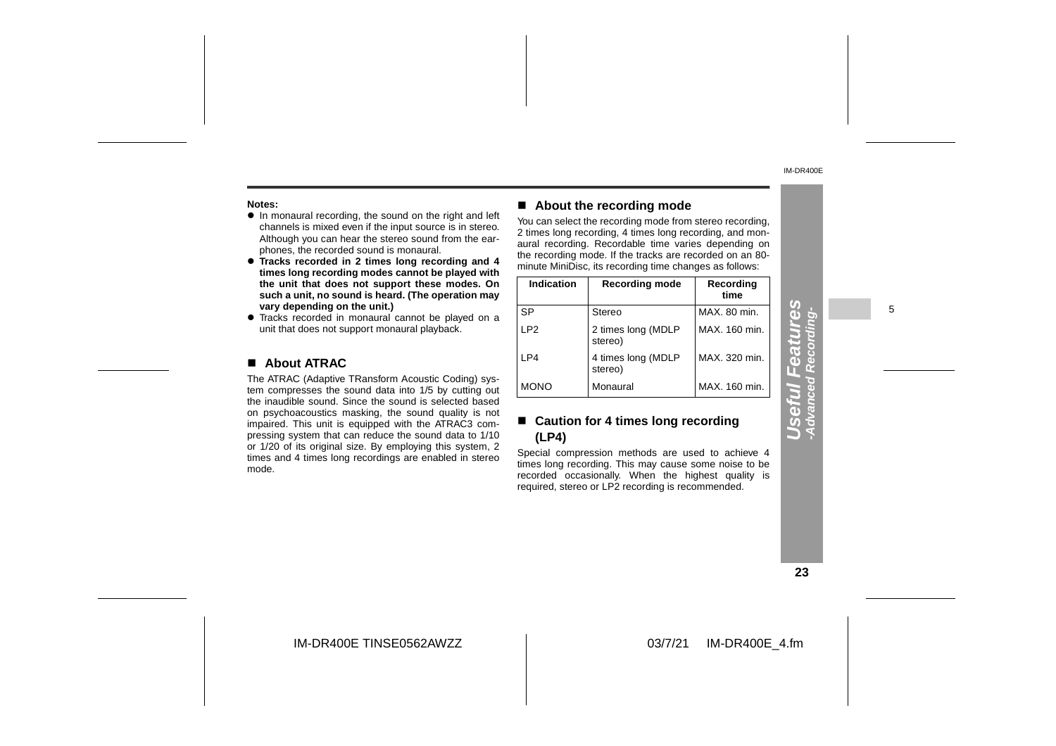**Notes:**

- In monaural recording, the sound on the right and left channels is mixed even if the input source is in stereo. Although you can hear the stereo sound from the earphones, the recorded sound is monaural.
- **Tracks recorded in 2 times long recording and 4 times long recording modes cannot be played with the unit that does not support these modes. On such a unit, no sound is heard. (The operation may vary depending on the unit.)**
- Tracks recorded in monaural cannot be played on a unit that does not support monaural playback.

## ■ About ATRAC

The ATRAC (Adaptive TRansform Acoustic Coding) system compresses the sound data into 1/5 by cutting out the inaudible sound. Since the sound is selected based on psychoacoustics masking, the sound quality is not impaired. This unit is equipped with the ATRAC3 compressing system that can reduce the sound data to 1/10 or 1/20 of its original size. By employing this system, 2 times and 4 times long recordings are enabled in stereo mode.

## ■ About the recording mode

You can select the recording mode from stereo recording, 2 times long recording, 4 times long recording, and monaural recording. Recordable time varies depending on the recording mode. If the tracks are recorded on an 80-minute MiniDisc, its recording time changes as follows:

| Indication | Recording mode | Recording time |
|---|---|---|
| SP | Stereo | MAX. 80 min. |
| LP2 | 2 times long (MDLP stereo) | MAX. 160 min. |
| LP4 | 4 times long (MDLP stereo) | MAX. 320 min. |
| MONO | Monaural | MAX. 160 min. |

## ■ Caution for 4 times long recording (LP4)

Special compression methods are used to achieve 4 times long recording. This may cause some noise to be recorded occasionally. When the highest quality is required, stereo or LP2 recording is recommended.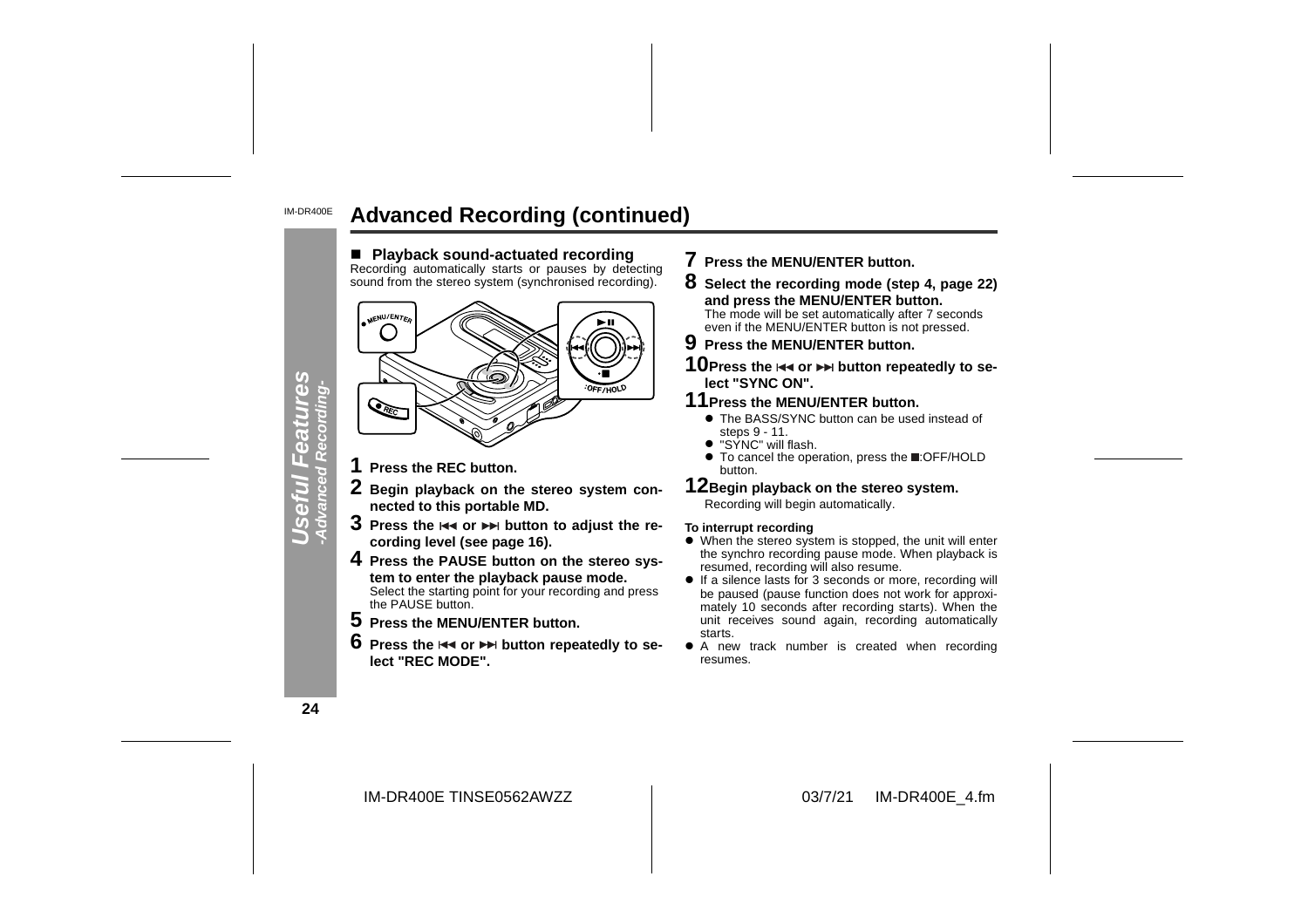# Advanced Recording (continued)

## ■ Playback sound-actuated recording

Recording automatically starts or pauses by detecting sound from the stereo system (synchronised recording).

1. **Press the REC button.**
2. **Begin playback on the stereo system connected to this portable MD.**
3. **Press the ⏮ or ⏭ button to adjust the recording level (see page 16).**
4. **Press the PAUSE button on the stereo system to enter the playback pause mode.**
   Select the starting point for your recording and press the PAUSE button.
5. **Press the MENU/ENTER button.**
6. **Press the ⏮ or ⏭ button repeatedly to select "REC MODE".**
7. **Press the MENU/ENTER button.**
8. **Select the recording mode (step 4, page 22) and press the MENU/ENTER button.**
   The mode will be set automatically after 7 seconds even if the MENU/ENTER button is not pressed.
9. **Press the MENU/ENTER button.**
10. **Press the ⏮ or ⏭ button repeatedly to select "SYNC ON".**
11. **Press the MENU/ENTER button.**
    - The BASS/SYNC button can be used instead of steps 9 - 11.
    - "SYNC" will flash.
    - To cancel the operation, press the ■:OFF/HOLD button.
12. **Begin playback on the stereo system.**
    Recording will begin automatically.

**To interrupt recording**

- When the stereo system is stopped, the unit will enter the synchro recording pause mode. When playback is resumed, recording will also resume.
- If a silence lasts for 3 seconds or more, recording will be paused (pause function does not work for approximately 10 seconds after recording starts). When the unit receives sound again, recording automatically starts.
- A new track number is created when recording resumes.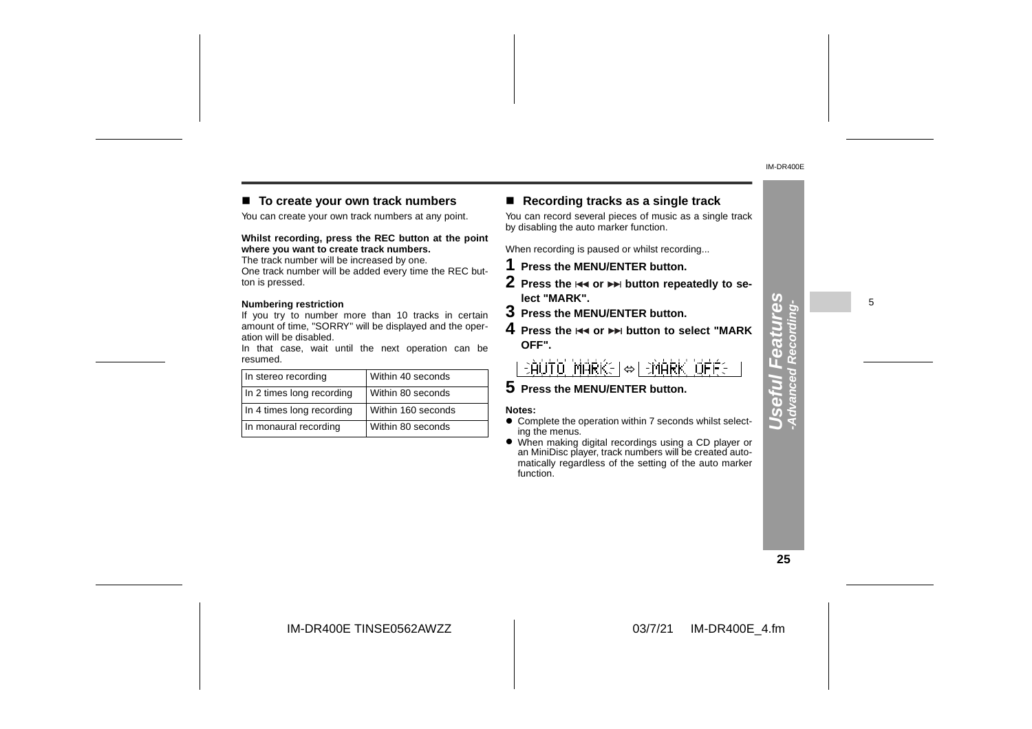## ■ To create your own track numbers

You can create your own track numbers at any point.

**Whilst recording, press the REC button at the point where you want to create track numbers.**

The track number will be increased by one.
One track number will be added every time the REC button is pressed.

**Numbering restriction**

If you try to number more than 10 tracks in certain amount of time, "SORRY" will be displayed and the operation will be disabled.
In that case, wait until the next operation can be resumed.

| In stereo recording | Within 40 seconds |
|---|---|
| In 2 times long recording | Within 80 seconds |
| In 4 times long recording | Within 160 seconds |
| In monaural recording | Within 80 seconds |

## ■ Recording tracks as a single track

You can record several pieces of music as a single track by disabling the auto marker function.

When recording is paused or whilst recording...

**1 Press the MENU/ENTER button.**

**2 Press the ⏮ or ⏭ button repeatedly to select "MARK".**

**3 Press the MENU/ENTER button.**

**4 Press the ⏮ or ⏭ button to select "MARK OFF".**

AUTO MARK ⇔ MARK OFF

**5 Press the MENU/ENTER button.**

**Notes:**

- Complete the operation within 7 seconds whilst selecting the menus.
- When making digital recordings using a CD player or an MiniDisc player, track numbers will be created automatically regardless of the setting of the auto marker function.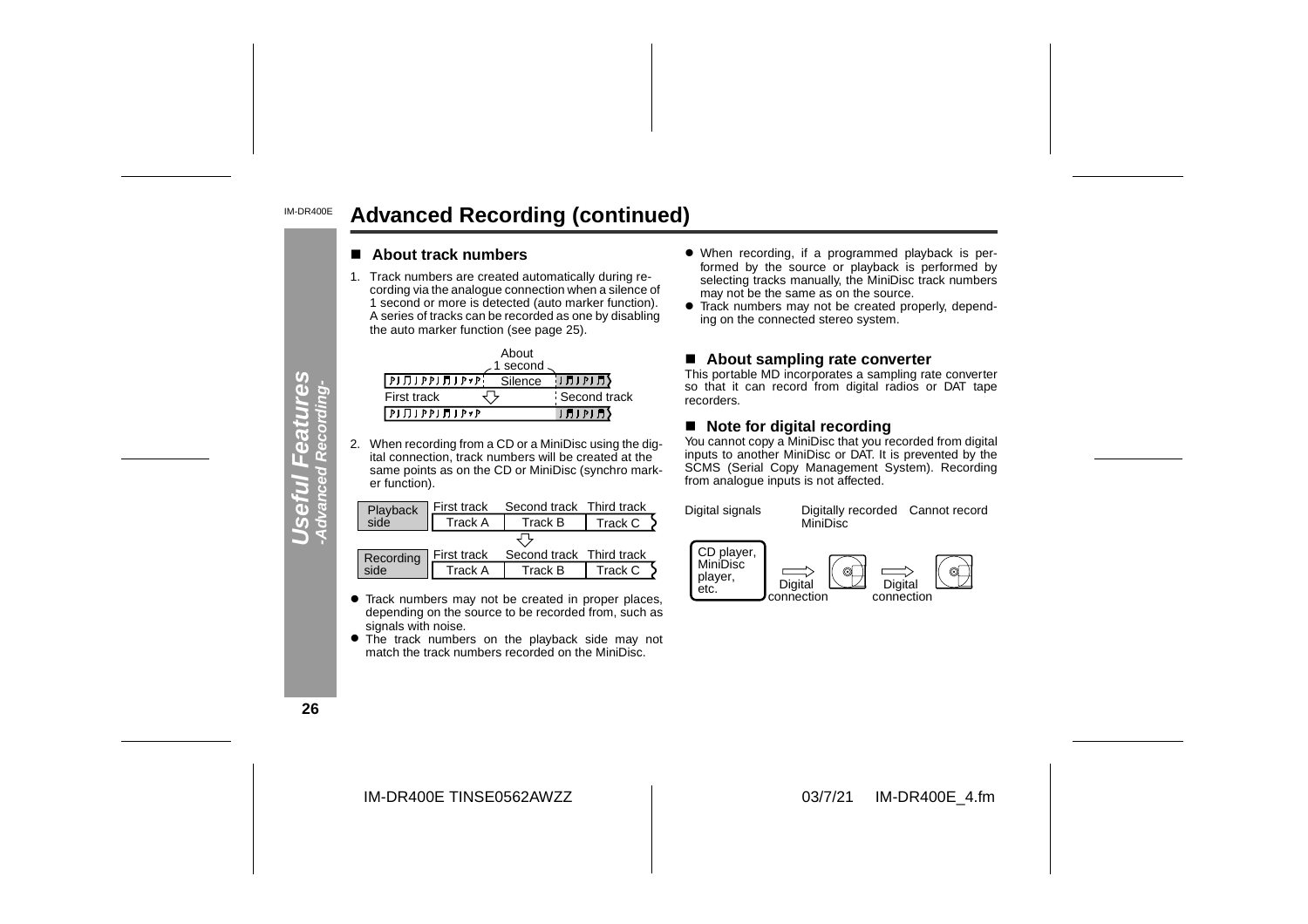# Advanced Recording (continued)

## ■ About track numbers

1. Track numbers are created automatically during recording via the analogue connection when a silence of 1 second or more is detected (auto marker function). A series of tracks can be recorded as one by disabling the auto marker function (see page 25).

About 1 second

Silence

First track　　Second track

2. When recording from a CD or a MiniDisc using the digital connection, track numbers will be created at the same points as on the CD or MiniDisc (synchro marker function).

| | First track | Second track | Third track |
|---|---|---|---|
| Playback side | Track A | Track B | Track C |
| Recording side | Track A | Track B | Track C |

- Track numbers may not be created in proper places, depending on the source to be recorded from, such as signals with noise.
- The track numbers on the playback side may not match the track numbers recorded on the MiniDisc.
- When recording, if a programmed playback is performed by the source or playback is performed by selecting tracks manually, the MiniDisc track numbers may not be the same as on the source.
- Track numbers may not be created properly, depending on the connected stereo system.

## ■ About sampling rate converter

This portable MD incorporates a sampling rate converter so that it can record from digital radios or DAT tape recorders.

## ■ Note for digital recording

You cannot copy a MiniDisc that you recorded from digital inputs to another MiniDisc or DAT. It is prevented by the SCMS (Serial Copy Management System). Recording from analogue inputs is not affected.

Digital signals　Digitally recorded MiniDisc　Cannot record

CD player, MiniDisc player, etc. → Digital connection → Digital connection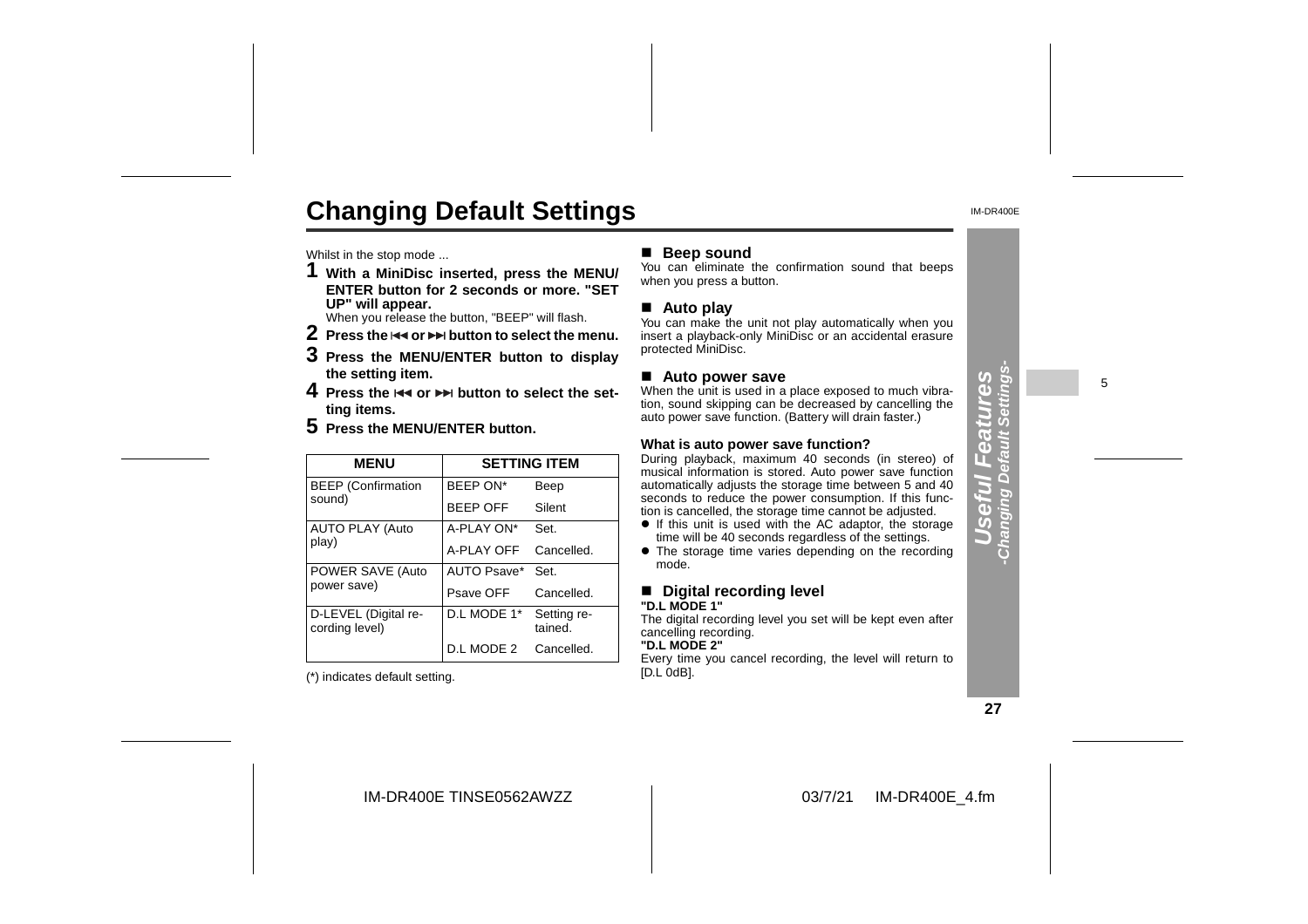# Changing Default Settings

Whilst in the stop mode ...

**1 With a MiniDisc inserted, press the MENU/ENTER button for 2 seconds or more. "SET UP" will appear.**
When you release the button, "BEEP" will flash.

**2 Press the ⏮ or ⏭ button to select the menu.**

**3 Press the MENU/ENTER button to display the setting item.**

**4 Press the ⏮ or ⏭ button to select the setting items.**

**5 Press the MENU/ENTER button.**

| MENU | SETTING ITEM | |
|---|---|---|
| BEEP (Confirmation sound) | BEEP ON* | Beep |
| | BEEP OFF | Silent |
| AUTO PLAY (Auto play) | A-PLAY ON* | Set. |
| | A-PLAY OFF | Cancelled. |
| POWER SAVE (Auto power save) | AUTO Psave* | Set. |
| | Psave OFF | Cancelled. |
| D-LEVEL (Digital recording level) | D.L MODE 1* | Setting retained. |
| | D.L MODE 2 | Cancelled. |

(*) indicates default setting.

## ■ Beep sound

You can eliminate the confirmation sound that beeps when you press a button.

## ■ Auto play

You can make the unit not play automatically when you insert a playback-only MiniDisc or an accidental erasure protected MiniDisc.

## ■ Auto power save

When the unit is used in a place exposed to much vibration, sound skipping can be decreased by cancelling the auto power save function. (Battery will drain faster.)

**What is auto power save function?**

During playback, maximum 40 seconds (in stereo) of musical information is stored. Auto power save function automatically adjusts the storage time between 5 and 40 seconds to reduce the power consumption. If this function is cancelled, the storage time cannot be adjusted.

- If this unit is used with the AC adaptor, the storage time will be 40 seconds regardless of the settings.
- The storage time varies depending on the recording mode.

## ■ Digital recording level

**"D.L MODE 1"**

The digital recording level you set will be kept even after cancelling recording.

**"D.L MODE 2"**

Every time you cancel recording, the level will return to [D.L 0dB].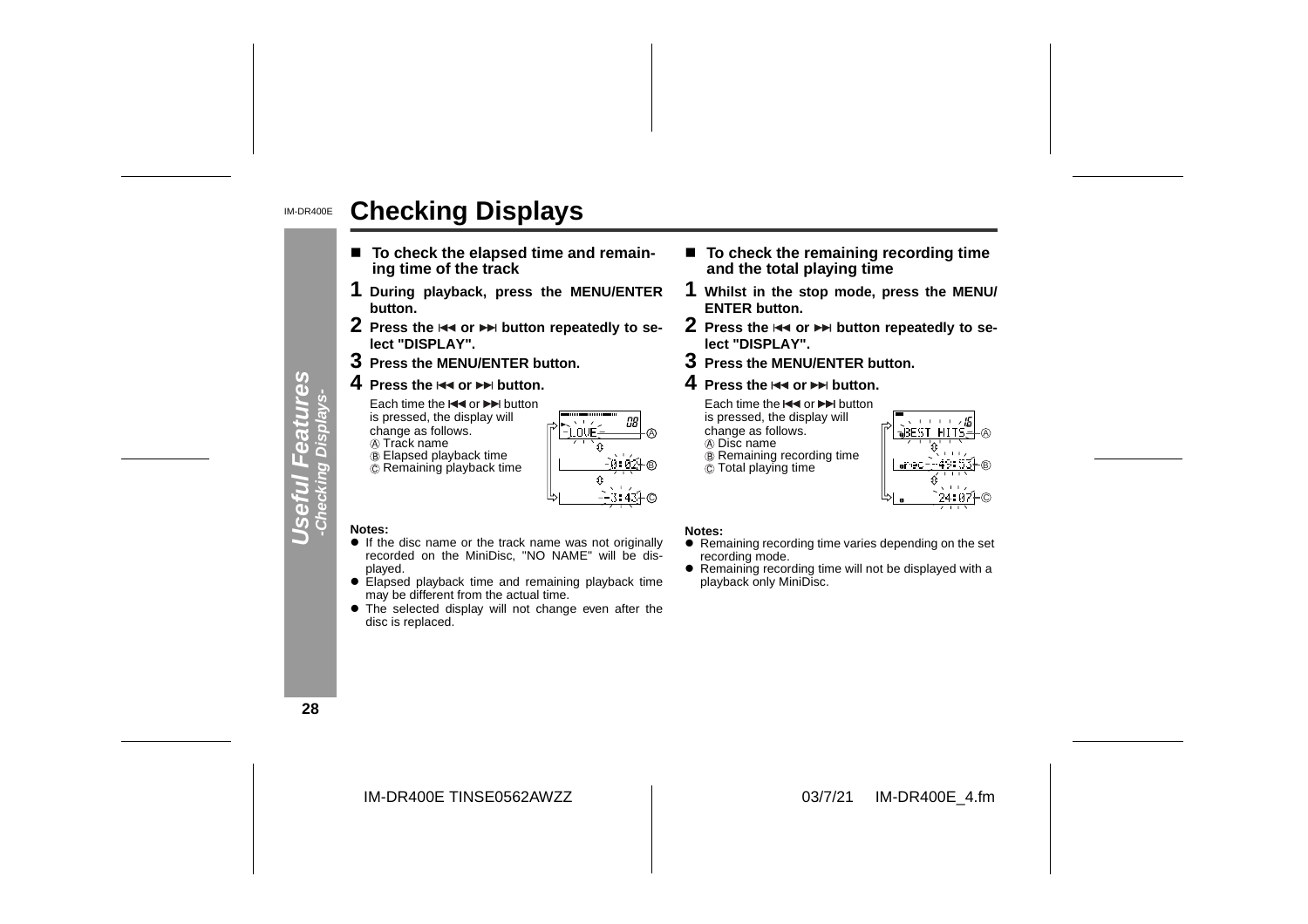# Checking Displays

## To check the elapsed time and remaining time of the track

**1 During playback, press the MENU/ENTER button.**

**2 Press the ⏮ or ⏭ button repeatedly to select "DISPLAY".**

**3 Press the MENU/ENTER button.**

**4 Press the ⏮ or ⏭ button.**

Each time the ⏮ or ⏭ button is pressed, the display will change as follows.

Ⓐ Track name
Ⓑ Elapsed playback time
Ⓒ Remaining playback time

**Notes:**

- If the disc name or the track name was not originally recorded on the MiniDisc, "NO NAME" will be displayed.
- Elapsed playback time and remaining playback time may be different from the actual time.
- The selected display will not change even after the disc is replaced.

## To check the remaining recording time and the total playing time

**1 Whilst in the stop mode, press the MENU/ENTER button.**

**2 Press the ⏮ or ⏭ button repeatedly to select "DISPLAY".**

**3 Press the MENU/ENTER button.**

**4 Press the ⏮ or ⏭ button.**

Each time the ⏮ or ⏭ button is pressed, the display will change as follows.

Ⓐ Disc name
Ⓑ Remaining recording time
Ⓒ Total playing time

**Notes:**

- Remaining recording time varies depending on the set recording mode.
- Remaining recording time will not be displayed with a playback only MiniDisc.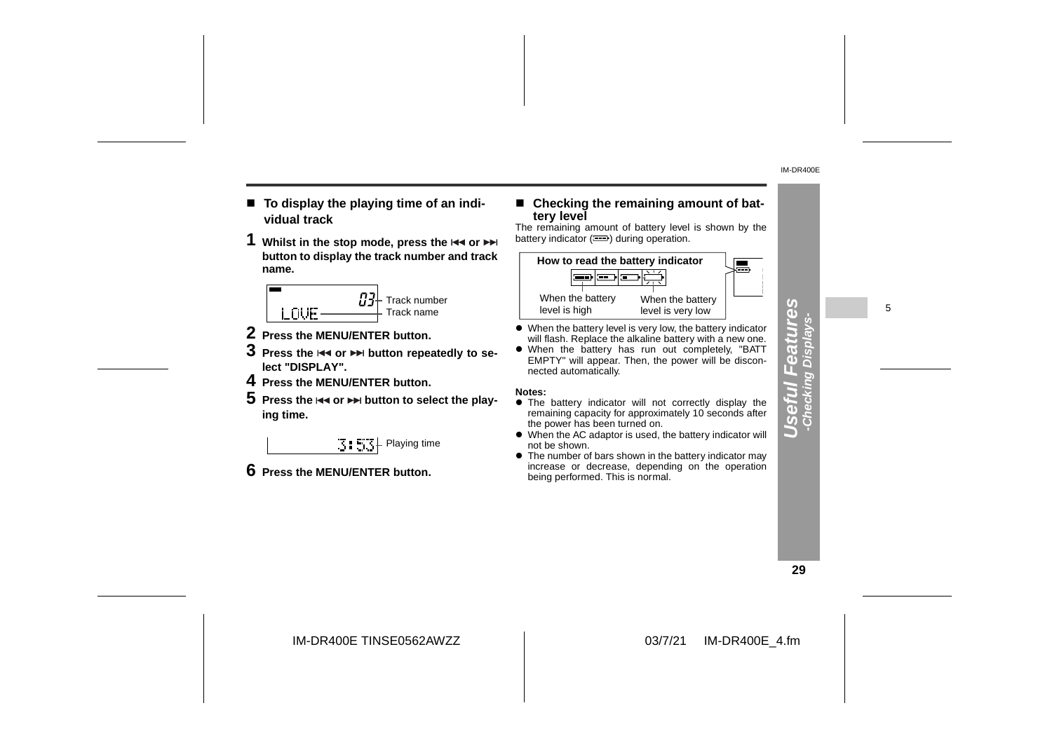## ■ To display the playing time of an individual track

**1 Whilst in the stop mode, press the ⏮ or ⏭ button to display the track number and track name.**

03 - Track number
LOVE - Track name

**2 Press the MENU/ENTER button.**

**3 Press the ⏮ or ⏭ button repeatedly to select "DISPLAY".**

**4 Press the MENU/ENTER button.**

**5 Press the ⏮ or ⏭ button to select the playing time.**

3:53 - Playing time

**6 Press the MENU/ENTER button.**

## ■ Checking the remaining amount of battery level

The remaining amount of battery level is shown by the battery indicator during operation.

**How to read the battery indicator**

When the battery level is high → When the battery level is very low

- When the battery level is very low, the battery indicator will flash. Replace the alkaline battery with a new one.
- When the battery has run out completely, "BATT EMPTY" will appear. Then, the power will be disconnected automatically.

**Notes:**

- The battery indicator will not correctly display the remaining capacity for approximately 10 seconds after the power has been turned on.
- When the AC adaptor is used, the battery indicator will not be shown.
- The number of bars shown in the battery indicator may increase or decrease, depending on the operation being performed. This is normal.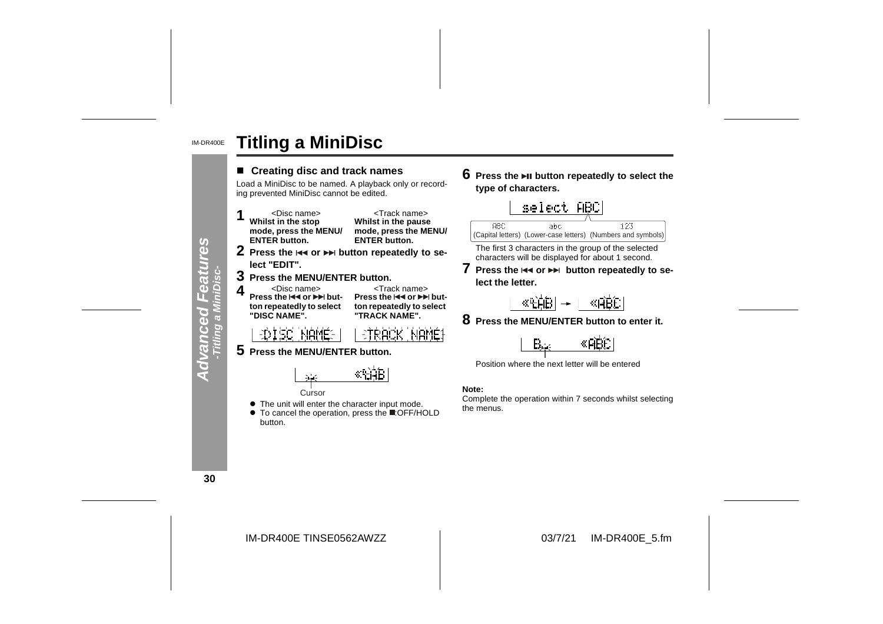# Titling a MiniDisc

## ■ Creating disc and track names

Load a MiniDisc to be named. A playback only or recording prevented MiniDisc cannot be edited.

**1** <Disc name> **Whilst in the stop mode, press the MENU/ENTER button.**
<Track name> **Whilst in the pause mode, press the MENU/ENTER button.**

**2 Press the ⏮ or ⏭ button repeatedly to select "EDIT".**

**3 Press the MENU/ENTER button.**

**4** <Disc name> **Press the ⏮ or ⏭ button repeatedly to select "DISC NAME".**
<Track name> **Press the ⏮ or ⏭ button repeatedly to select "TRACK NAME".**

DISC NAME | TRACK NAME

**5 Press the MENU/ENTER button.**

Cursor

- The unit will enter the character input mode.
- To cancel the operation, press the ■:OFF/HOLD button.

**6 Press the ►II button repeatedly to select the type of characters.**

select ABC

ABC (Capital letters) abc (Lower-case letters) 123 (Numbers and symbols)

The first 3 characters in the group of the selected characters will be displayed for about 1 second.

**7 Press the ⏮ or ⏭ button repeatedly to select the letter.**

**8 Press the MENU/ENTER button to enter it.**

Position where the next letter will be entered

**Note:**
Complete the operation within 7 seconds whilst selecting the menus.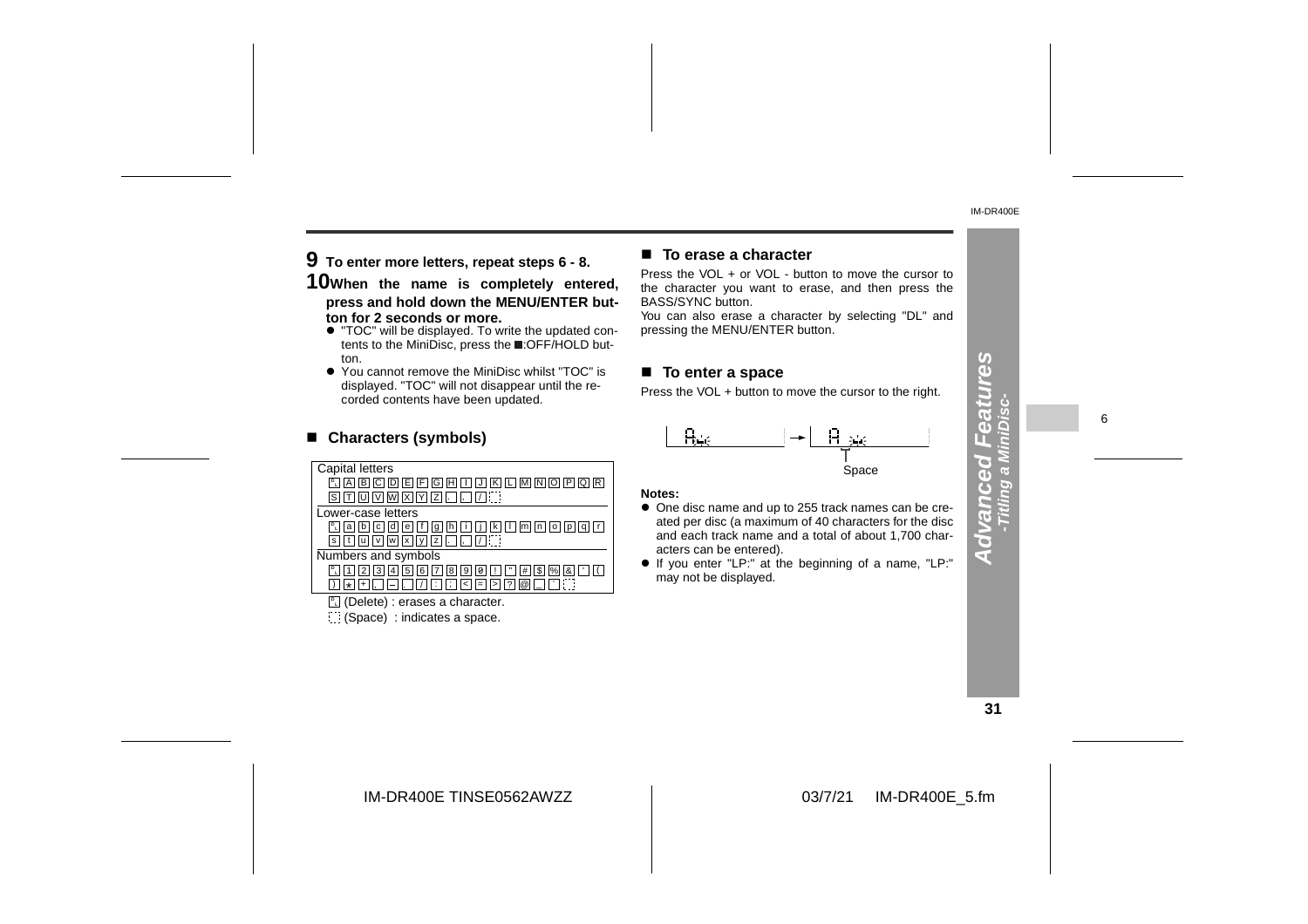**9 To enter more letters, repeat steps 6 - 8.**

**10 When the name is completely entered, press and hold down the MENU/ENTER button for 2 seconds or more.**

- "TOC" will be displayed. To write the updated contents to the MiniDisc, press the ■:OFF/HOLD button.
- You cannot remove the MiniDisc whilst "TOC" is displayed. "TOC" will not disappear until the recorded contents have been updated.

## ■ Characters (symbols)

| Capital letters |
|---|
| DL A B C D E F G H I J K L M N O P Q R S T U V W X Y Z . , / (Space) |
| Lower-case letters |
| DL a b c d e f g h i j k l m n o p q r s t u v w x y z . , / (Space) |
| Numbers and symbols |
| DL 1 2 3 4 5 6 7 8 9 0 ! " # $ % & ' ( ) * + , – . / : ; < = > ? @ _ ` (Space) |

DL (Delete) : erases a character.

(Space) : indicates a space.

## ■ To erase a character

Press the VOL + or VOL - button to move the cursor to the character you want to erase, and then press the BASS/SYNC button.

You can also erase a character by selecting "DL" and pressing the MENU/ENTER button.

## ■ To enter a space

Press the VOL + button to move the cursor to the right.

Space

**Notes:**

- One disc name and up to 255 track names can be created per disc (a maximum of 40 characters for the disc and each track name and a total of about 1,700 characters can be entered).
- If you enter "LP:" at the beginning of a name, "LP:" may not be displayed.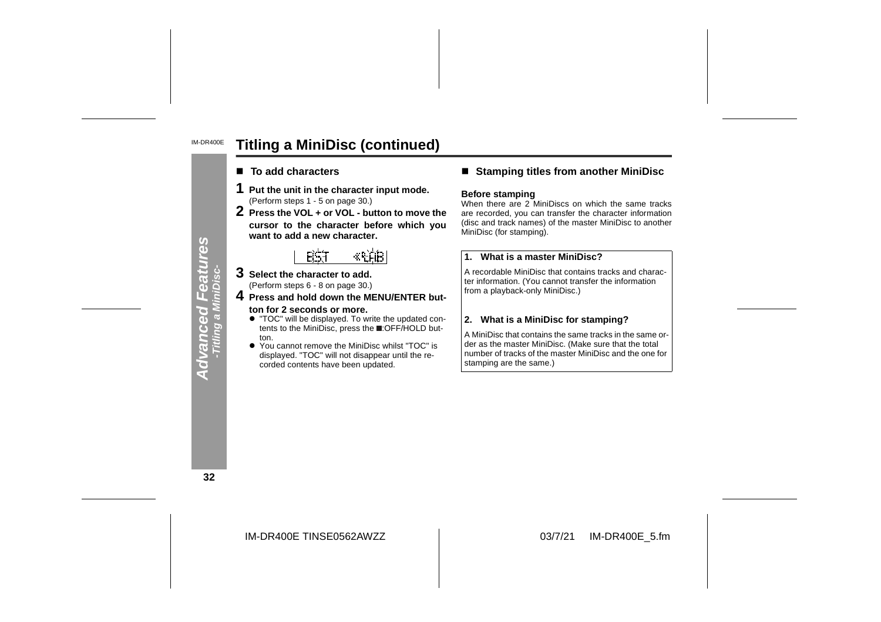## Titling a MiniDisc (continued)

### ■ To add characters

**1 Put the unit in the character input mode.**
(Perform steps 1 - 5 on page 30.)

**2 Press the VOL + or VOL - button to move the cursor to the character before which you want to add a new character.**

**3 Select the character to add.**
(Perform steps 6 - 8 on page 30.)

**4 Press and hold down the MENU/ENTER button for 2 seconds or more.**

- "TOC" will be displayed. To write the updated contents to the MiniDisc, press the ■:OFF/HOLD button.
- You cannot remove the MiniDisc whilst "TOC" is displayed. "TOC" will not disappear until the recorded contents have been updated.

### ■ Stamping titles from another MiniDisc

**Before stamping**

When there are 2 MiniDiscs on which the same tracks are recorded, you can transfer the character information (disc and track names) of the master MiniDisc to another MiniDisc (for stamping).

**1. What is a master MiniDisc?**

A recordable MiniDisc that contains tracks and character information. (You cannot transfer the information from a playback-only MiniDisc.)

**2. What is a MiniDisc for stamping?**

A MiniDisc that contains the same tracks in the same order as the master MiniDisc. (Make sure that the total number of tracks of the master MiniDisc and the one for stamping are the same.)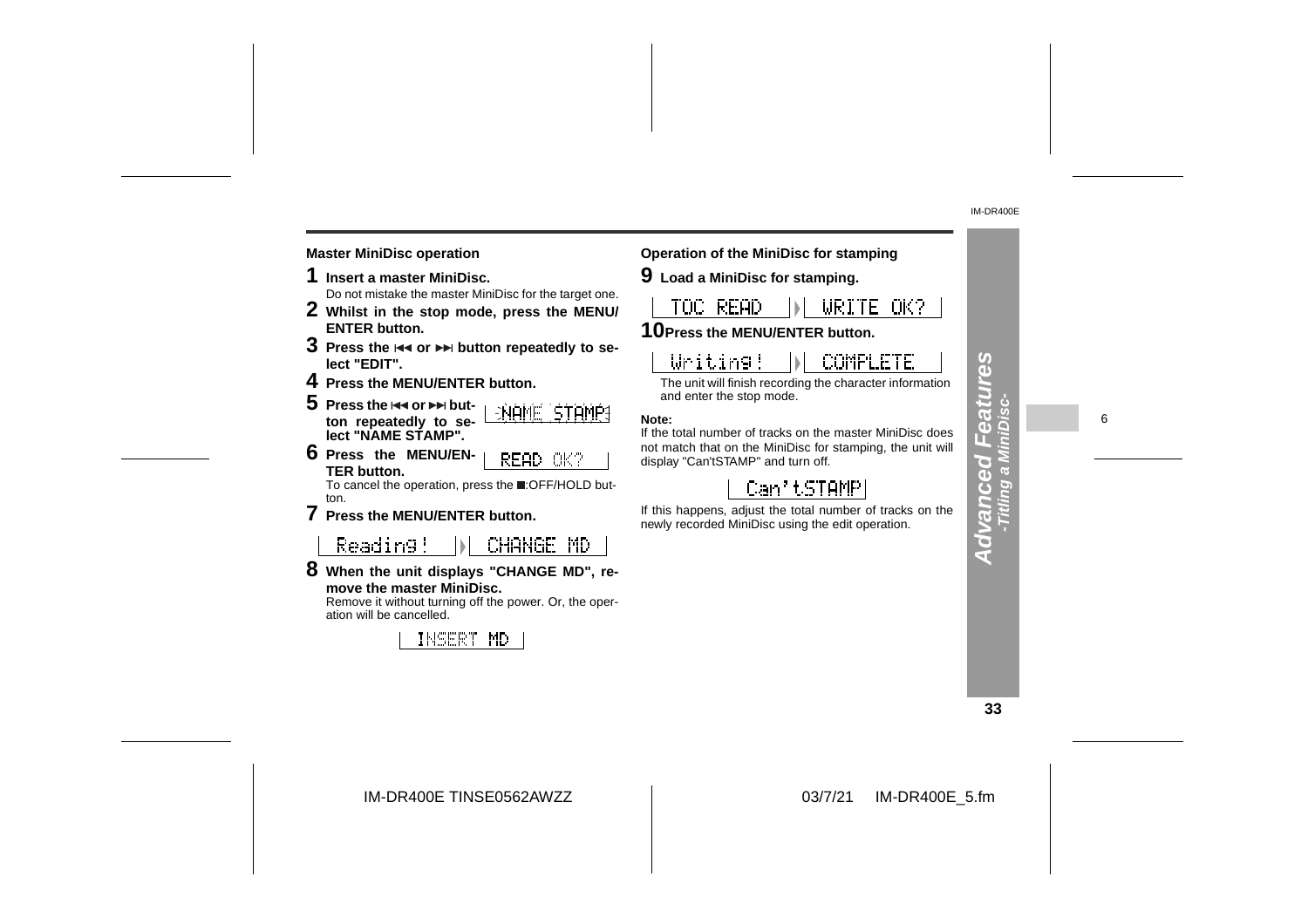### Master MiniDisc operation

**1 Insert a master MiniDisc.**
Do not mistake the master MiniDisc for the target one.

**2 Whilst in the stop mode, press the MENU/ ENTER button.**

**3 Press the ⏮ or ⏭ button repeatedly to select "EDIT".**

**4 Press the MENU/ENTER button.**

**5 Press the ⏮ or ⏭ button repeatedly to select "NAME STAMP".**

NAME STAMP

**6 Press the MENU/ENTER button.**

READ OK?

To cancel the operation, press the ■:OFF/HOLD button.

**7 Press the MENU/ENTER button.**

Reading! ▸ CHANGE MD

**8 When the unit displays "CHANGE MD", remove the master MiniDisc.**
Remove it without turning off the power. Or, the operation will be cancelled.

INSERT MD

### Operation of the MiniDisc for stamping

**9 Load a MiniDisc for stamping.**

TOC READ ▸ WRITE OK?

**10 Press the MENU/ENTER button.**

Writing! ▸ COMPLETE

The unit will finish recording the character information and enter the stop mode.

**Note:**
If the total number of tracks on the master MiniDisc does not match that on the MiniDisc for stamping, the unit will display "Can'tSTAMP" and turn off.

Can'tSTAMP

If this happens, adjust the total number of tracks on the newly recorded MiniDisc using the edit operation.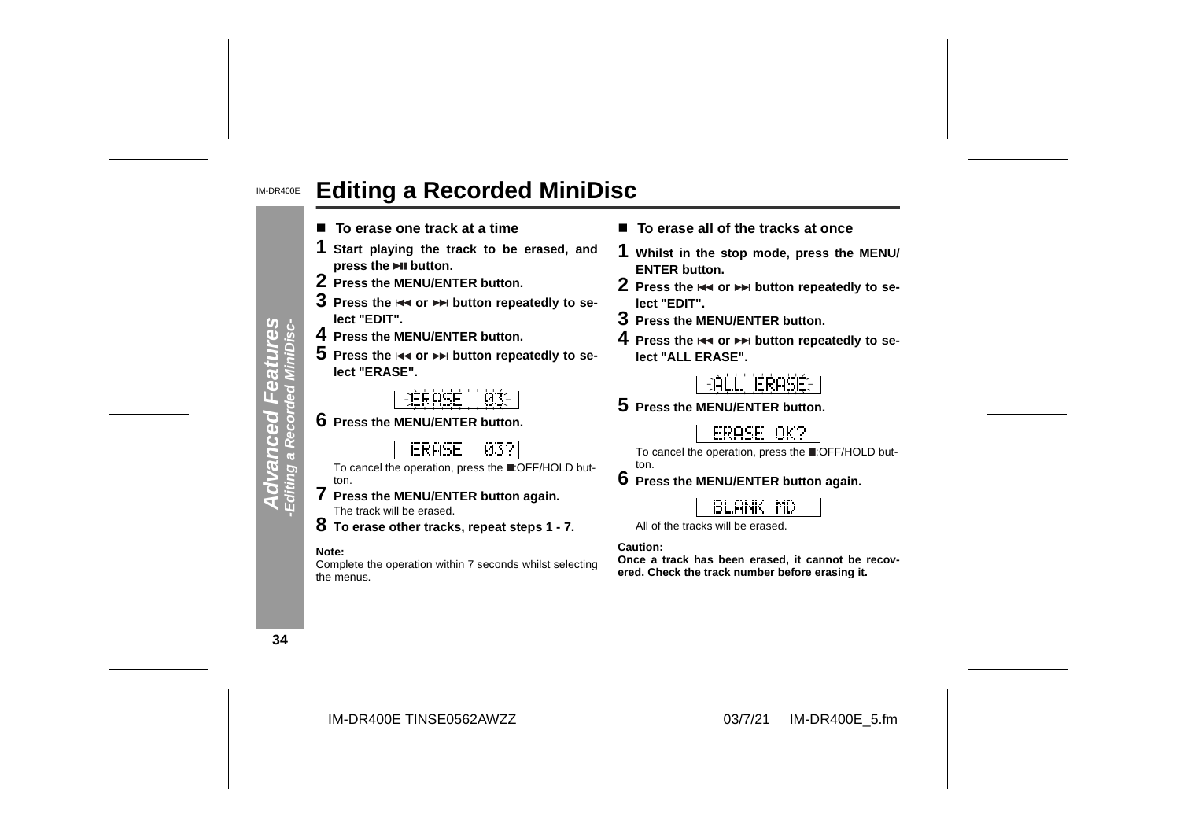# Editing a Recorded MiniDisc

## ■ To erase one track at a time

**1 Start playing the track to be erased, and press the ►II button.**

**2 Press the MENU/ENTER button.**

**3 Press the I◄◄ or ►►I button repeatedly to select "EDIT".**

**4 Press the MENU/ENTER button.**

**5 Press the I◄◄ or ►►I button repeatedly to select "ERASE".**

ERASE 03

**6 Press the MENU/ENTER button.**

ERASE 03?

To cancel the operation, press the ■:OFF/HOLD button.

**7 Press the MENU/ENTER button again.**

The track will be erased.

**8 To erase other tracks, repeat steps 1 - 7.**

**Note:**

Complete the operation within 7 seconds whilst selecting the menus.

## ■ To erase all of the tracks at once

**1 Whilst in the stop mode, press the MENU/ENTER button.**

**2 Press the I◄◄ or ►►I button repeatedly to select "EDIT".**

**3 Press the MENU/ENTER button.**

**4 Press the I◄◄ or ►►I button repeatedly to select "ALL ERASE".**

ALL ERASE

**5 Press the MENU/ENTER button.**

ERASE OK?

To cancel the operation, press the ■:OFF/HOLD button.

**6 Press the MENU/ENTER button again.**

BLANK MD

All of the tracks will be erased.

**Caution:**

**Once a track has been erased, it cannot be recovered. Check the track number before erasing it.**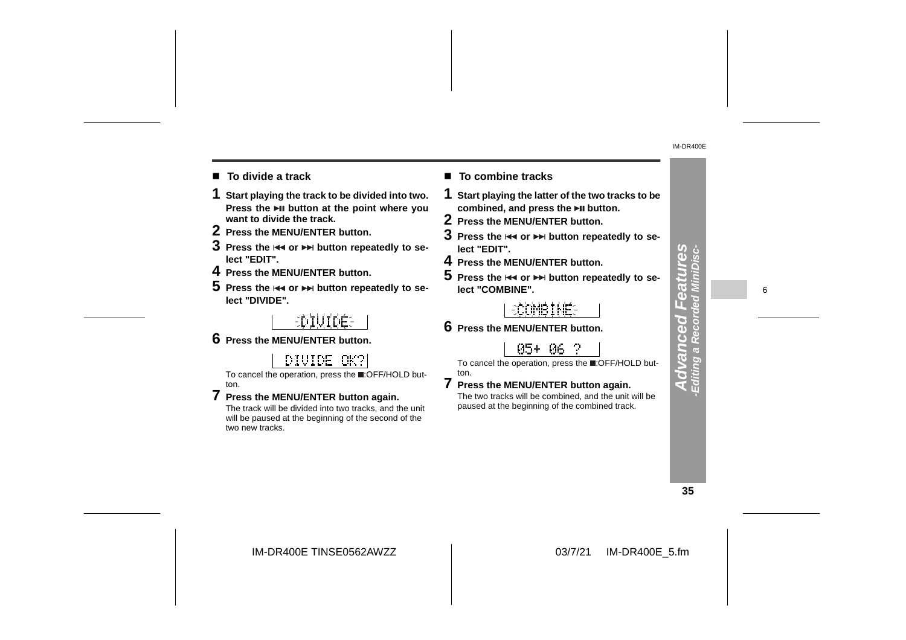## To divide a track

**1 Start playing the track to be divided into two. Press the ►II button at the point where you want to divide the track.**

**2 Press the MENU/ENTER button.**

**3 Press the |◄◄ or ►►| button repeatedly to select "EDIT".**

**4 Press the MENU/ENTER button.**

**5 Press the |◄◄ or ►►| button repeatedly to select "DIVIDE".**

DIVIDE

**6 Press the MENU/ENTER button.**

DIVIDE OK?

To cancel the operation, press the ■:OFF/HOLD button.

**7 Press the MENU/ENTER button again.**

The track will be divided into two tracks, and the unit will be paused at the beginning of the second of the two new tracks.

## To combine tracks

**1 Start playing the latter of the two tracks to be combined, and press the ►II button.**

**2 Press the MENU/ENTER button.**

**3 Press the |◄◄ or ►►| button repeatedly to select "EDIT".**

**4 Press the MENU/ENTER button.**

**5 Press the |◄◄ or ►►| button repeatedly to select "COMBINE".**

COMBINE

**6 Press the MENU/ENTER button.**

05+ 06 ?

To cancel the operation, press the ■:OFF/HOLD button.

**7 Press the MENU/ENTER button again.**

The two tracks will be combined, and the unit will be paused at the beginning of the combined track.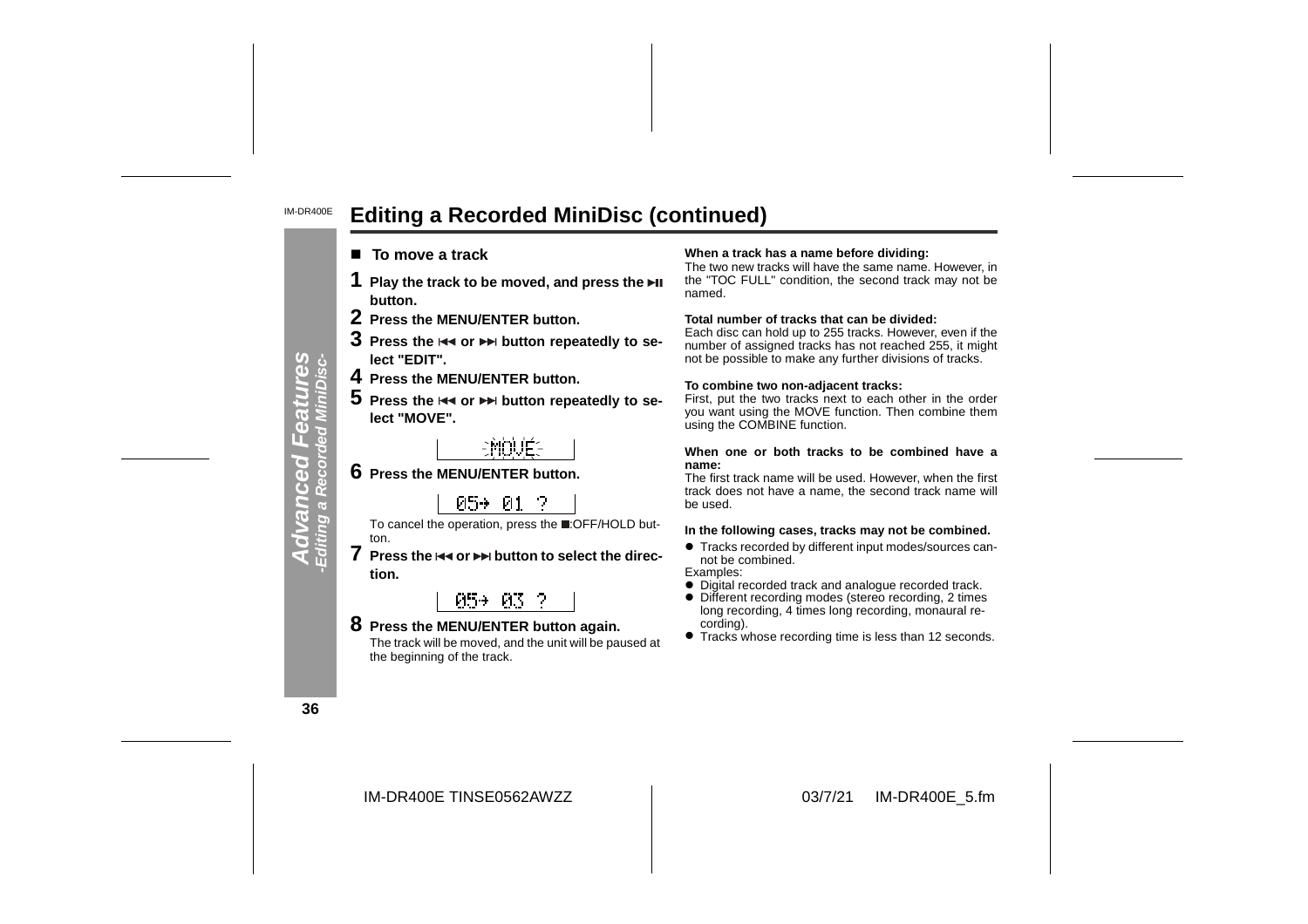# Editing a Recorded MiniDisc (continued)

## ■ To move a track

**1** **Play the track to be moved, and press the ►II button.**

**2** **Press the MENU/ENTER button.**

**3** **Press the ◄◄ or ►► button repeatedly to select "EDIT".**

**4** **Press the MENU/ENTER button.**

**5** **Press the ◄◄ or ►► button repeatedly to select "MOVE".**

MOVE

**6** **Press the MENU/ENTER button.**

05→ 01 ?

To cancel the operation, press the ■:OFF/HOLD button.

**7** **Press the ◄◄ or ►► button to select the direction.**

05→ 03 ?

**8** **Press the MENU/ENTER button again.**

The track will be moved, and the unit will be paused at the beginning of the track.

**When a track has a name before dividing:**

The two new tracks will have the same name. However, in the "TOC FULL" condition, the second track may not be named.

**Total number of tracks that can be divided:**

Each disc can hold up to 255 tracks. However, even if the number of assigned tracks has not reached 255, it might not be possible to make any further divisions of tracks.

**To combine two non-adjacent tracks:**

First, put the two tracks next to each other in the order you want using the MOVE function. Then combine them using the COMBINE function.

**When one or both tracks to be combined have a name:**

The first track name will be used. However, when the first track does not have a name, the second track name will be used.

**In the following cases, tracks may not be combined.**

- Tracks recorded by different input modes/sources cannot be combined.

Examples:

- Digital recorded track and analogue recorded track.
- Different recording modes (stereo recording, 2 times long recording, 4 times long recording, monaural recording).
- Tracks whose recording time is less than 12 seconds.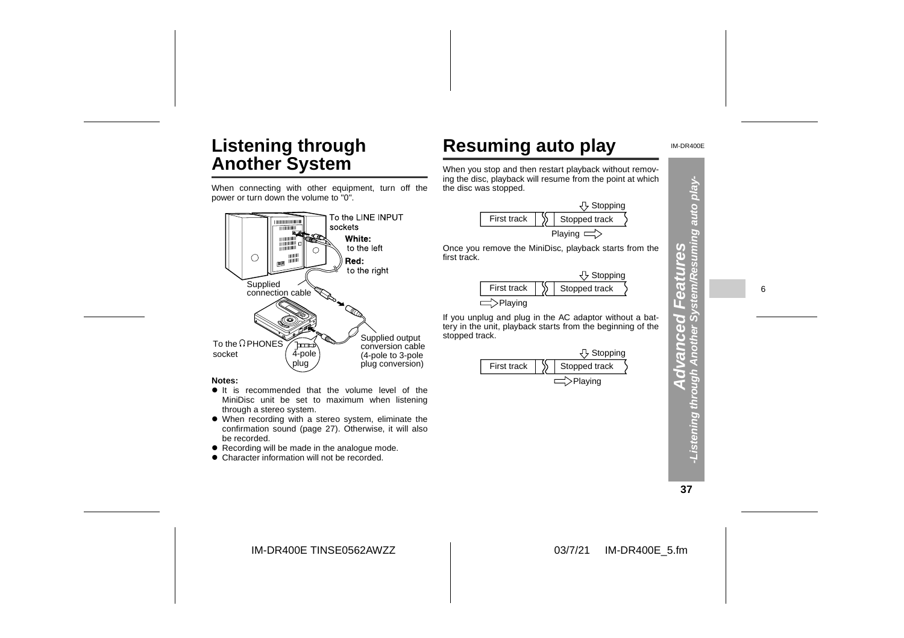# Listening through Another System

When connecting with other equipment, turn off the power or turn down the volume to "0".

To the LINE INPUT sockets

**White:** to the left

**Red:** to the right

Supplied connection cable

To the Ω PHONES socket

4-pole plug

Supplied output conversion cable (4-pole to 3-pole plug conversion)

**Notes:**

- It is recommended that the volume level of the MiniDisc unit be set to maximum when listening through a stereo system.
- When recording with a stereo system, eliminate the confirmation sound (page 27). Otherwise, it will also be recorded.
- Recording will be made in the analogue mode.
- Character information will not be recorded.

# Resuming auto play

When you stop and then restart playback without removing the disc, playback will resume from the point at which the disc was stopped.

Stopping

First track | Stopped track

Playing

Once you remove the MiniDisc, playback starts from the first track.

Stopping

First track | Stopped track

Playing

If you unplug and plug in the AC adaptor without a battery in the unit, playback starts from the beginning of the stopped track.

Stopping

First track | Stopped track

Playing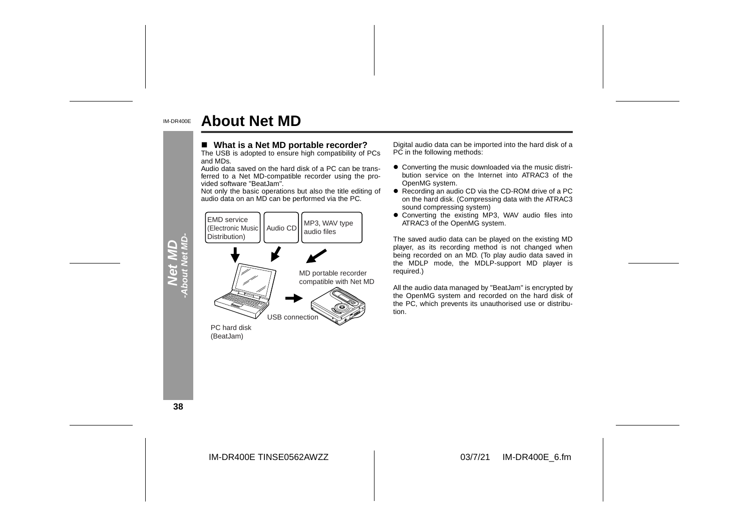# About Net MD

## ■ What is a Net MD portable recorder?

The USB is adopted to ensure high compatibility of PCs and MDs.

Audio data saved on the hard disk of a PC can be transferred to a Net MD-compatible recorder using the provided software "BeatJam".

Not only the basic operations but also the title editing of audio data on an MD can be performed via the PC.

EMD service (Electronic Music Distribution)

Audio CD

MP3, WAV type audio files

MD portable recorder compatible with Net MD

USB connection

PC hard disk (BeatJam)

Digital audio data can be imported into the hard disk of a PC in the following methods:

- Converting the music downloaded via the music distribution service on the Internet into ATRAC3 of the OpenMG system.
- Recording an audio CD via the CD-ROM drive of a PC on the hard disk. (Compressing data with the ATRAC3 sound compressing system)
- Converting the existing MP3, WAV audio files into ATRAC3 of the OpenMG system.

The saved audio data can be played on the existing MD player, as its recording method is not changed when being recorded on an MD. (To play audio data saved in the MDLP mode, the MDLP-support MD player is required.)

All the audio data managed by "BeatJam" is encrypted by the OpenMG system and recorded on the hard disk of the PC, which prevents its unauthorised use or distribution.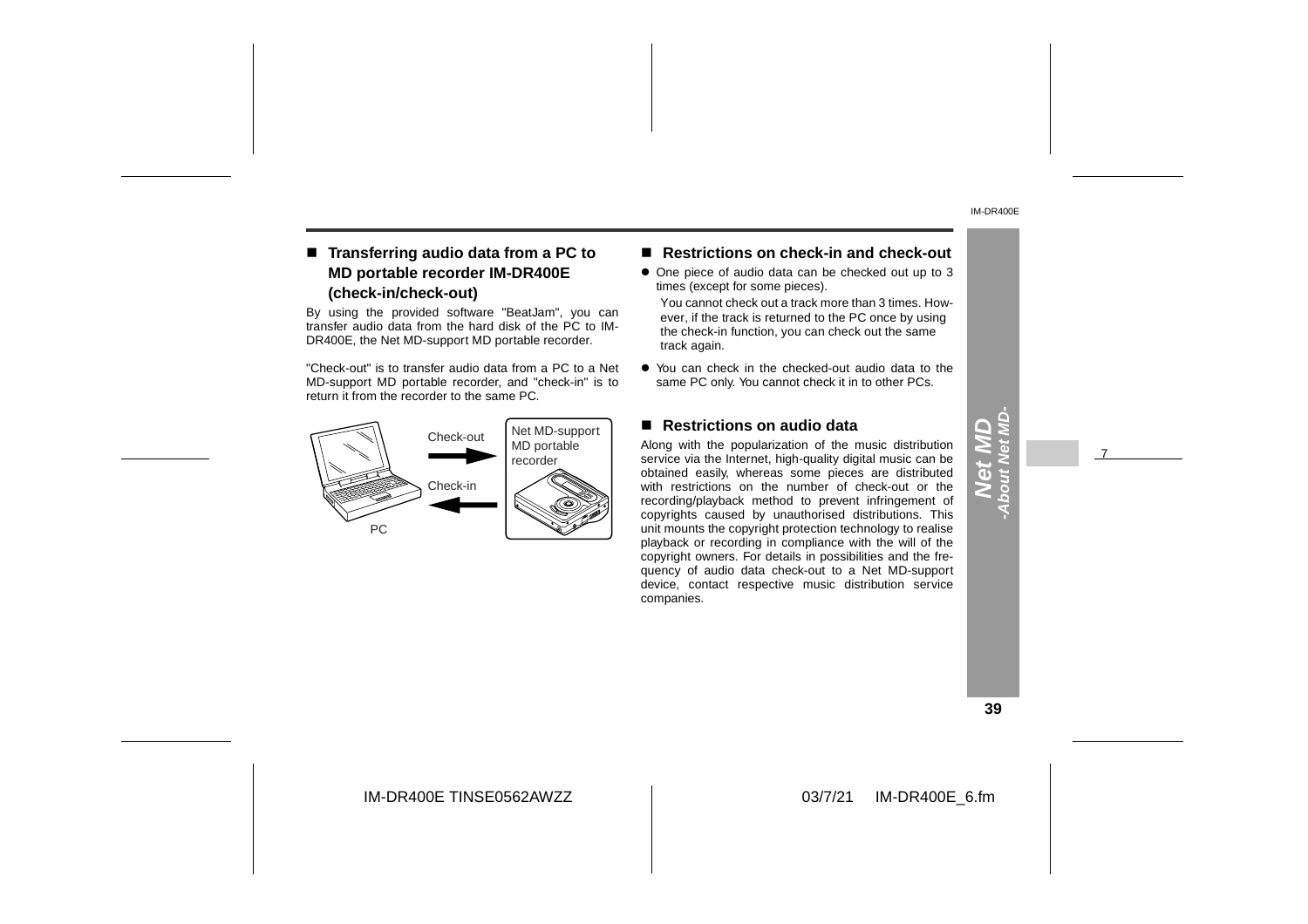## ■ Transferring audio data from a PC to MD portable recorder IM-DR400E (check-in/check-out)

By using the provided software "BeatJam", you can transfer audio data from the hard disk of the PC to IM-DR400E, the Net MD-support MD portable recorder.

"Check-out" is to transfer audio data from a PC to a Net MD-support MD portable recorder, and "check-in" is to return it from the recorder to the same PC.

PC — Check-out → Net MD-support MD portable recorder
PC ← Check-in — Net MD-support MD portable recorder

## ■ Restrictions on check-in and check-out

- One piece of audio data can be checked out up to 3 times (except for some pieces).
  You cannot check out a track more than 3 times. However, if the track is returned to the PC once by using the check-in function, you can check out the same track again.
- You can check in the checked-out audio data to the same PC only. You cannot check it in to other PCs.

## ■ Restrictions on audio data

Along with the popularization of the music distribution service via the Internet, high-quality digital music can be obtained easily, whereas some pieces are distributed with restrictions on the number of check-out or the recording/playback method to prevent infringement of copyrights caused by unauthorised distributions. This unit mounts the copyright protection technology to realise playback or recording in compliance with the will of the copyright owners. For details in possibilities and the frequency of audio data check-out to a Net MD-support device, contact respective music distribution service companies.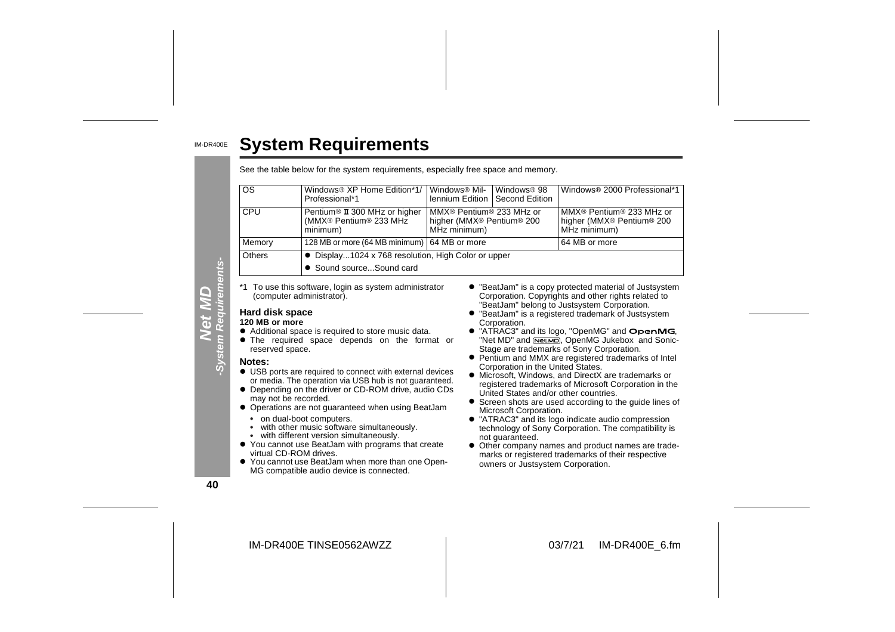# System Requirements

See the table below for the system requirements, especially free space and memory.

| OS | Windows® XP Home Edition*1/ Professional*1 | Windows® Millennium Edition | Windows® 98 Second Edition | Windows® 2000 Professional*1 |
|---|---|---|---|---|
| CPU | Pentium® II 300 MHz or higher (MMX® Pentium® 233 MHz minimum) | MMX® Pentium® 233 MHz or higher (MMX® Pentium® 200 MHz minimum) | | MMX® Pentium® 233 MHz or higher (MMX® Pentium® 200 MHz minimum) |
| Memory | 128 MB or more (64 MB minimum) | 64 MB or more | | 64 MB or more |
| Others | ● Display...1024 x 768 resolution, High Color or upper<br>● Sound source...Sound card | | | |

*1 To use this software, login as system administrator (computer administrator).

### Hard disk space

**120 MB or more**

- Additional space is required to store music data.
- The required space depends on the format or reserved space.

### Notes:

- USB ports are required to connect with external devices or media. The operation via USB hub is not guaranteed.
- Depending on the driver or CD-ROM drive, audio CDs may not be recorded.
- Operations are not guaranteed when using BeatJam
  - on dual-boot computers.
  - with other music software simultaneously.
  - with different version simultaneously.
- You cannot use BeatJam with programs that create virtual CD-ROM drives.
- You cannot use BeatJam when more than one OpenMG compatible audio device is connected.
- "BeatJam" is a copy protected material of Justsystem Corporation. Copyrights and other rights related to "BeatJam" belong to Justsystem Corporation.
- "BeatJam" is a registered trademark of Justsystem Corporation.
- "ATRAC3" and its logo, "OpenMG" and OpenMG, "Net MD" and NetMD, OpenMG Jukebox and Sonic-Stage are trademarks of Sony Corporation.
- Pentium and MMX are registered trademarks of Intel Corporation in the United States.
- Microsoft, Windows, and DirectX are trademarks or registered trademarks of Microsoft Corporation in the United States and/or other countries.
- Screen shots are used according to the guide lines of Microsoft Corporation.
- "ATRAC3" and its logo indicate audio compression technology of Sony Corporation. The compatibility is not guaranteed.
- Other company names and product names are trademarks or registered trademarks of their respective owners or Justsystem Corporation.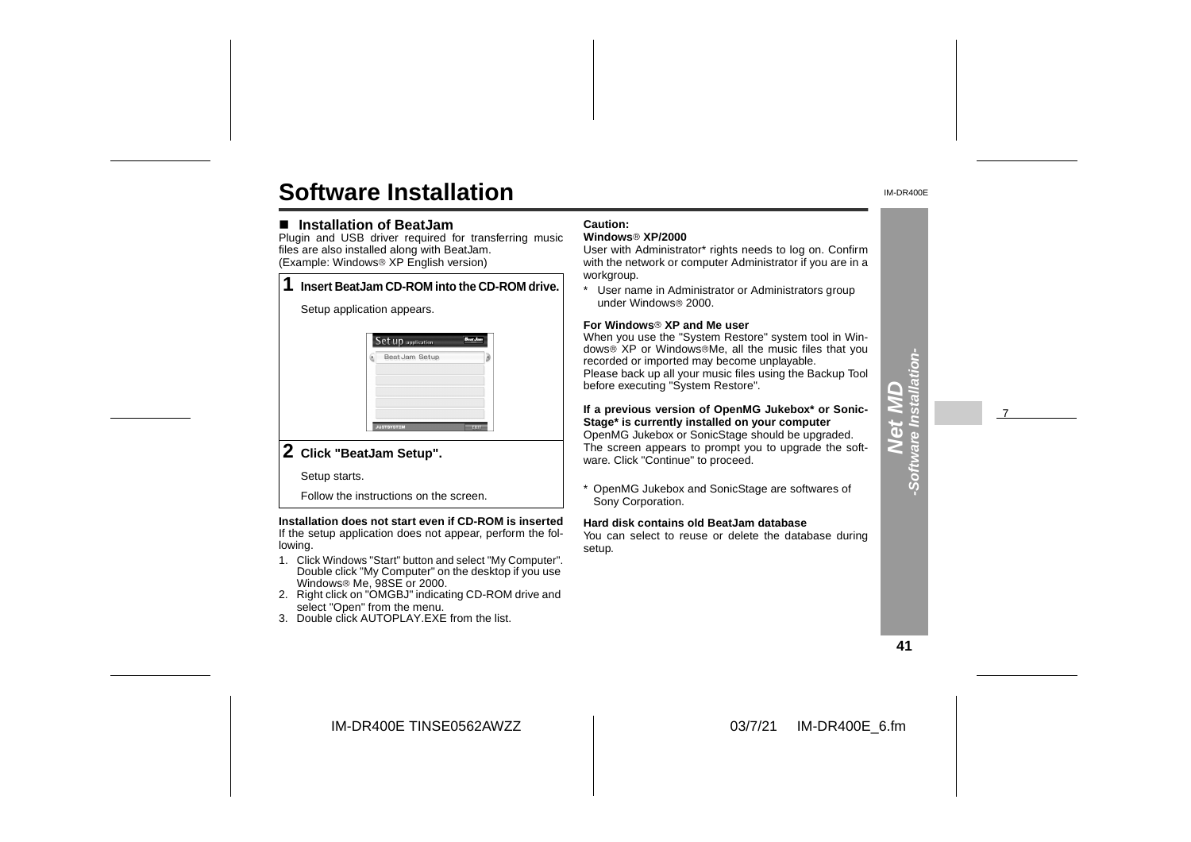# Software Installation

## ■ Installation of BeatJam

Plugin and USB driver required for transferring music files are also installed along with BeatJam.
(Example: Windows® XP English version)

**1 Insert BeatJam CD-ROM into the CD-ROM drive.**

Setup application appears.

**2 Click "BeatJam Setup".**

Setup starts.

Follow the instructions on the screen.

**Installation does not start even if CD-ROM is inserted**

If the setup application does not appear, perform the following.

1. Click Windows "Start" button and select "My Computer". Double click "My Computer" on the desktop if you use Windows® Me, 98SE or 2000.
2. Right click on "OMGBJ" indicating CD-ROM drive and select "Open" from the menu.
3. Double click AUTOPLAY.EXE from the list.

**Caution:**

**Windows® XP/2000**

User with Administrator* rights needs to log on. Confirm with the network or computer Administrator if you are in a workgroup.

\* User name in Administrator or Administrators group under Windows® 2000.

**For Windows® XP and Me user**

When you use the "System Restore" system tool in Windows® XP or Windows®Me, all the music files that you recorded or imported may become unplayable.
Please back up all your music files using the Backup Tool before executing "System Restore".

**If a previous version of OpenMG Jukebox* or SonicStage* is currently installed on your computer**

OpenMG Jukebox or SonicStage should be upgraded.
The screen appears to prompt you to upgrade the software. Click "Continue" to proceed.

\* OpenMG Jukebox and SonicStage are softwares of Sony Corporation.

**Hard disk contains old BeatJam database**

You can select to reuse or delete the database during setup.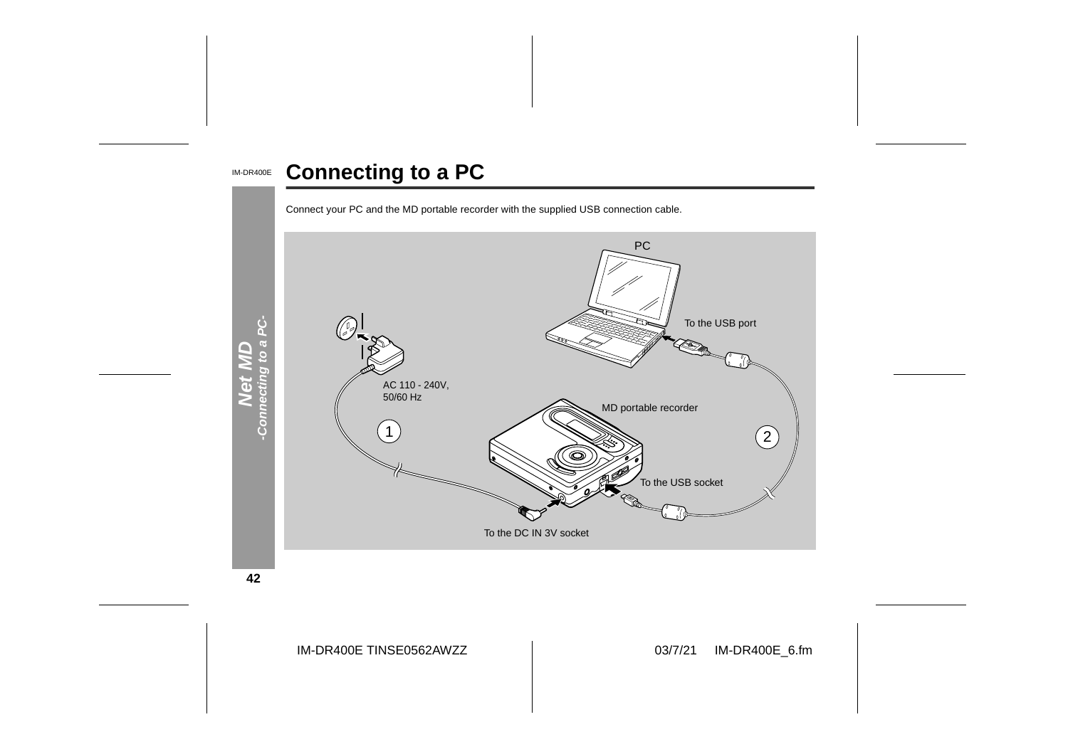# Connecting to a PC

Connect your PC and the MD portable recorder with the supplied USB connection cable.

PC

To the USB port

AC 110 - 240V, 50/60 Hz

MD portable recorder

1

2

To the USB socket

To the DC IN 3V socket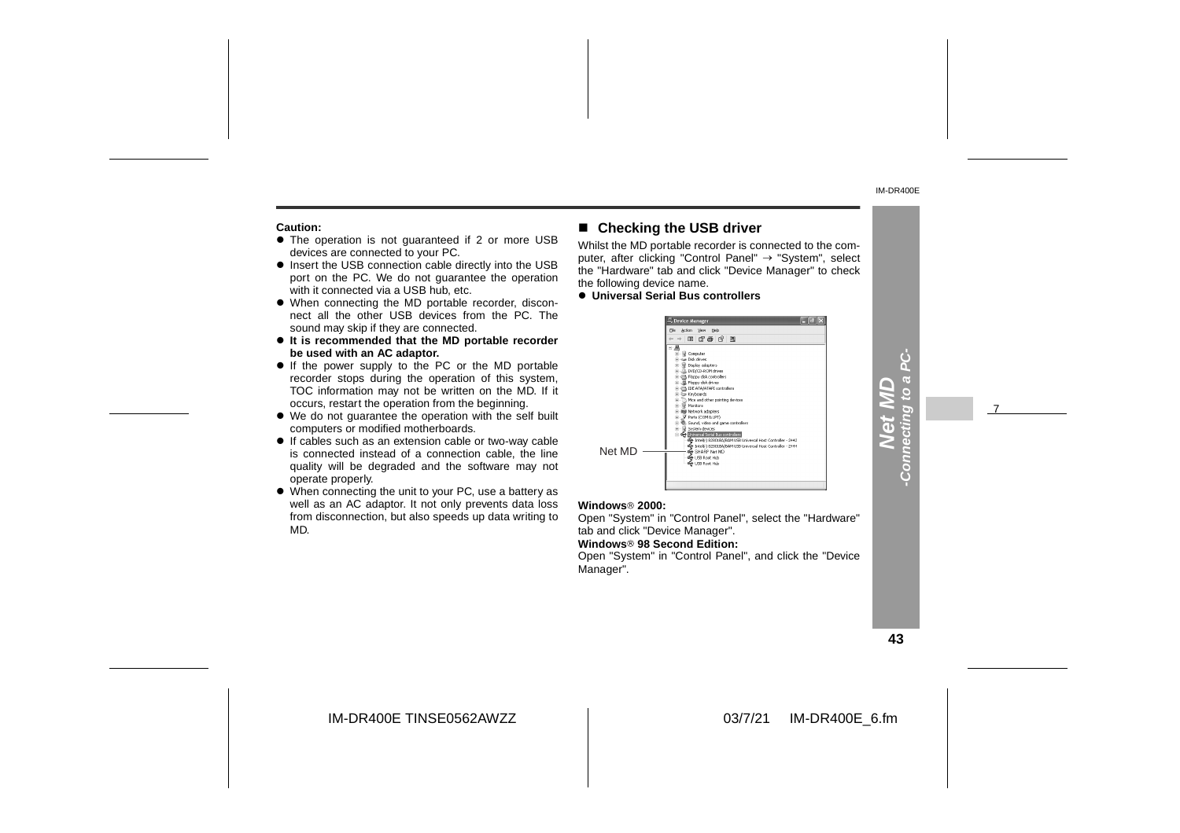**Caution:**

- The operation is not guaranteed if 2 or more USB devices are connected to your PC.
- Insert the USB connection cable directly into the USB port on the PC. We do not guarantee the operation with it connected via a USB hub, etc.
- When connecting the MD portable recorder, disconnect all the other USB devices from the PC. The sound may skip if they are connected.
- **It is recommended that the MD portable recorder be used with an AC adaptor.**
- If the power supply to the PC or the MD portable recorder stops during the operation of this system, TOC information may not be written on the MD. If it occurs, restart the operation from the beginning.
- We do not guarantee the operation with the self built computers or modified motherboards.
- If cables such as an extension cable or two-way cable is connected instead of a connection cable, the line quality will be degraded and the software may not operate properly.
- When connecting the unit to your PC, use a battery as well as an AC adaptor. It not only prevents data loss from disconnection, but also speeds up data writing to MD.

## ■ Checking the USB driver

Whilst the MD portable recorder is connected to the computer, after clicking "Control Panel" → "System", select the "Hardware" tab and click "Device Manager" to check the following device name.

- **Universal Serial Bus controllers**

Net MD

**Windows® 2000:**

Open "System" in "Control Panel", select the "Hardware" tab and click "Device Manager".

**Windows® 98 Second Edition:**

Open "System" in "Control Panel", and click the "Device Manager".

Net MD -Connecting to a PC-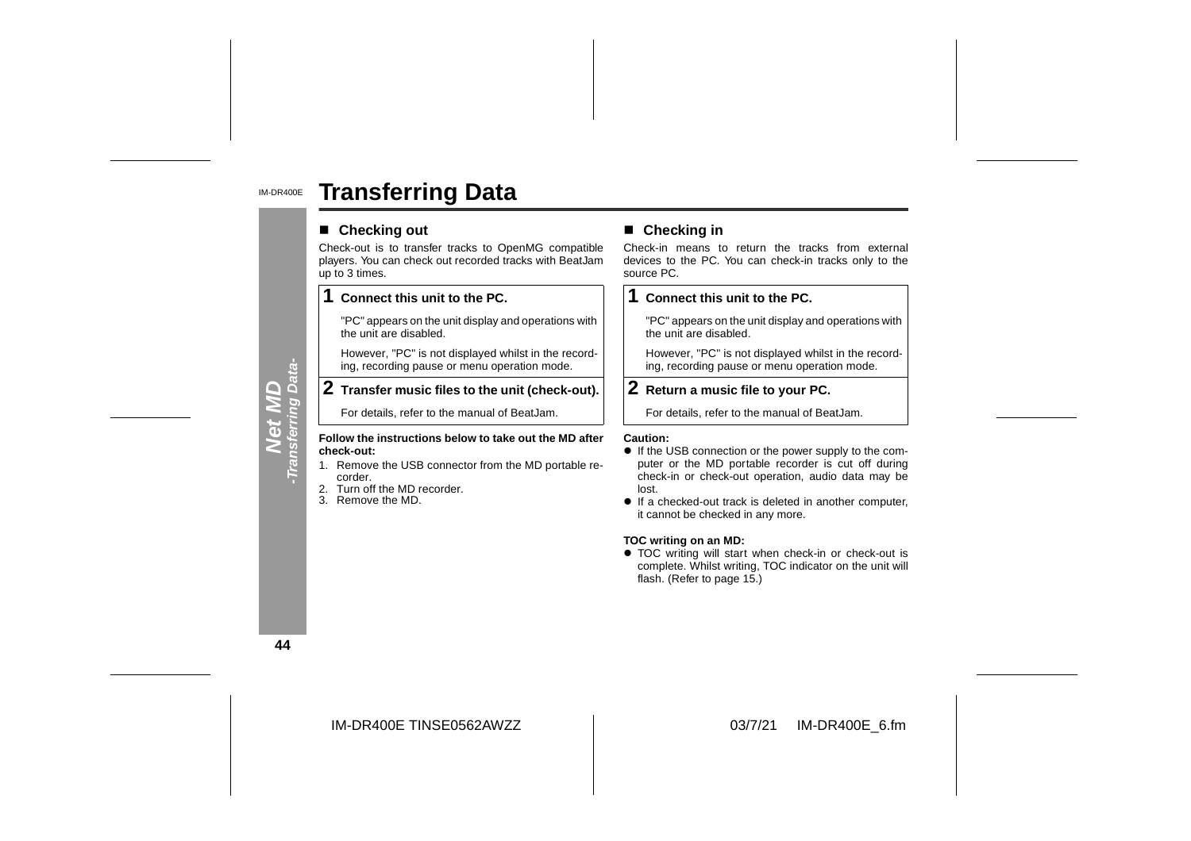# Transferring Data

## ■ Checking out

Check-out is to transfer tracks to OpenMG compatible players. You can check out recorded tracks with BeatJam up to 3 times.

**1 Connect this unit to the PC.**

"PC" appears on the unit display and operations with the unit are disabled.

However, "PC" is not displayed whilst in the recording, recording pause or menu operation mode.

**2 Transfer music files to the unit (check-out).**

For details, refer to the manual of BeatJam.

**Follow the instructions below to take out the MD after check-out:**

1. Remove the USB connector from the MD portable recorder.
2. Turn off the MD recorder.
3. Remove the MD.

## ■ Checking in

Check-in means to return the tracks from external devices to the PC. You can check-in tracks only to the source PC.

**1 Connect this unit to the PC.**

"PC" appears on the unit display and operations with the unit are disabled.

However, "PC" is not displayed whilst in the recording, recording pause or menu operation mode.

**2 Return a music file to your PC.**

For details, refer to the manual of BeatJam.

**Caution:**

- If the USB connection or the power supply to the computer or the MD portable recorder is cut off during check-in or check-out operation, audio data may be lost.
- If a checked-out track is deleted in another computer, it cannot be checked in any more.

**TOC writing on an MD:**

- TOC writing will start when check-in or check-out is complete. Whilst writing, TOC indicator on the unit will flash. (Refer to page 15.)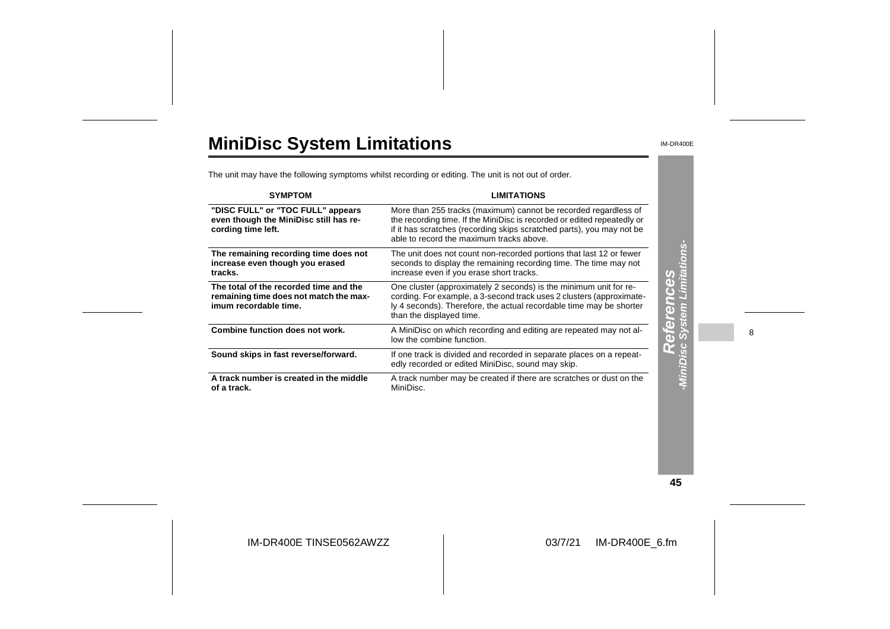# MiniDisc System Limitations

The unit may have the following symptoms whilst recording or editing. The unit is not out of order.

| SYMPTOM | LIMITATIONS |
|---|---|
| **"DISC FULL" or "TOC FULL" appears even though the MiniDisc still has recording time left.** | More than 255 tracks (maximum) cannot be recorded regardless of the recording time. If the MiniDisc is recorded or edited repeatedly or if it has scratches (recording skips scratched parts), you may not be able to record the maximum tracks above. |
| **The remaining recording time does not increase even though you erased tracks.** | The unit does not count non-recorded portions that last 12 or fewer seconds to display the remaining recording time. The time may not increase even if you erase short tracks. |
| **The total of the recorded time and the remaining time does not match the maximum recordable time.** | One cluster (approximately 2 seconds) is the minimum unit for recording. For example, a 3-second track uses 2 clusters (approximately 4 seconds). Therefore, the actual recordable time may be shorter than the displayed time. |
| **Combine function does not work.** | A MiniDisc on which recording and editing are repeated may not allow the combine function. |
| **Sound skips in fast reverse/forward.** | If one track is divided and recorded in separate places on a repeatedly recorded or edited MiniDisc, sound may skip. |
| **A track number is created in the middle of a track.** | A track number may be created if there are scratches or dust on the MiniDisc. |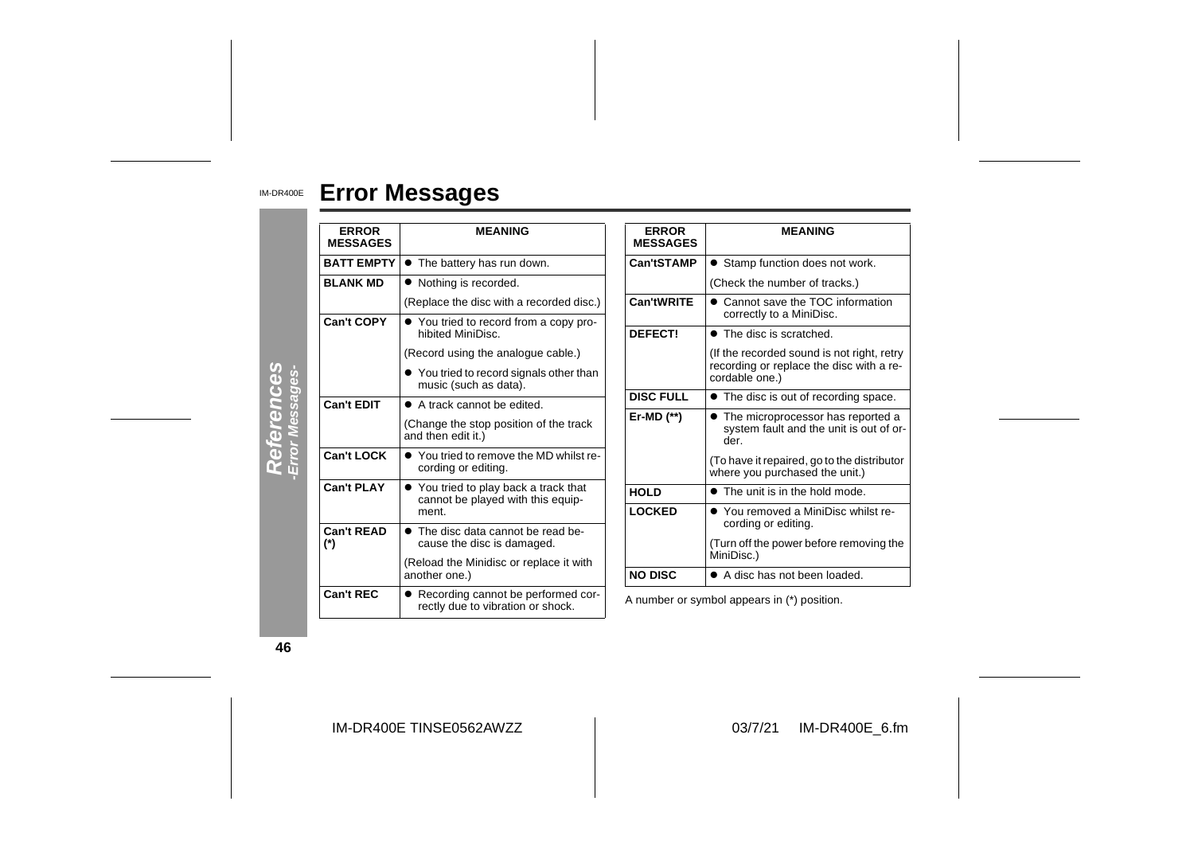# Error Messages

| ERROR MESSAGES | MEANING |
| --- | --- |
| BATT EMPTY | ● The battery has run down. |
| BLANK MD | ● Nothing is recorded. |
| | (Replace the disc with a recorded disc.) |
| Can't COPY | ● You tried to record from a copy prohibited MiniDisc. |
| | (Record using the analogue cable.) |
| | ● You tried to record signals other than music (such as data). |
| Can't EDIT | ● A track cannot be edited. |
| | (Change the stop position of the track and then edit it.) |
| Can't LOCK | ● You tried to remove the MD whilst recording or editing. |
| Can't PLAY | ● You tried to play back a track that cannot be played with this equipment. |
| Can't READ (*) | ● The disc data cannot be read because the disc is damaged. |
| | (Reload the Minidisc or replace it with another one.) |
| Can't REC | ● Recording cannot be performed correctly due to vibration or shock. |
| Can'tSTAMP | ● Stamp function does not work. |
| | (Check the number of tracks.) |
| Can'tWRITE | ● Cannot save the TOC information correctly to a MiniDisc. |
| DEFECT! | ● The disc is scratched. |
| | (If the recorded sound is not right, retry recording or replace the disc with a recordable one.) |
| DISC FULL | ● The disc is out of recording space. |
| Er-MD (**) | ● The microprocessor has reported a system fault and the unit is out of order. |
| | (To have it repaired, go to the distributor where you purchased the unit.) |
| HOLD | ● The unit is in the hold mode. |
| LOCKED | ● You removed a MiniDisc whilst recording or editing. |
| | (Turn off the power before removing the MiniDisc.) |
| NO DISC | ● A disc has not been loaded. |

A number or symbol appears in (*) position.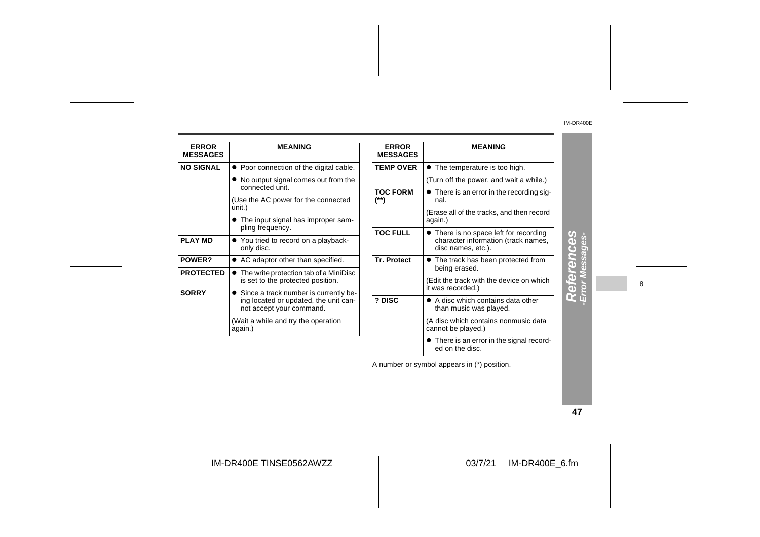| ERROR MESSAGES | MEANING |
|---|---|
| **NO SIGNAL** | ● Poor connection of the digital cable. |
| | ● No output signal comes out from the connected unit. |
| | (Use the AC power for the connected unit.) |
| | ● The input signal has improper sampling frequency. |
| **PLAY MD** | ● You tried to record on a playback-only disc. |
| **POWER?** | ● AC adaptor other than specified. |
| **PROTECTED** | ● The write protection tab of a MiniDisc is set to the protected position. |
| **SORRY** | ● Since a track number is currently being located or updated, the unit cannot accept your command. |
| | (Wait a while and try the operation again.) |

| ERROR MESSAGES | MEANING |
|---|---|
| **TEMP OVER** | ● The temperature is too high. |
| | (Turn off the power, and wait a while.) |
| **TOC FORM (**)** | ● There is an error in the recording signal. |
| | (Erase all of the tracks, and then record again.) |
| **TOC FULL** | ● There is no space left for recording character information (track names, disc names, etc.). |
| **Tr. Protect** | ● The track has been protected from being erased. |
| | (Edit the track with the device on which it was recorded.) |
| **? DISC** | ● A disc which contains data other than music was played. |
| | (A disc which contains nonmusic data cannot be played.) |
| | ● There is an error in the signal recorded on the disc. |

A number or symbol appears in (*) position.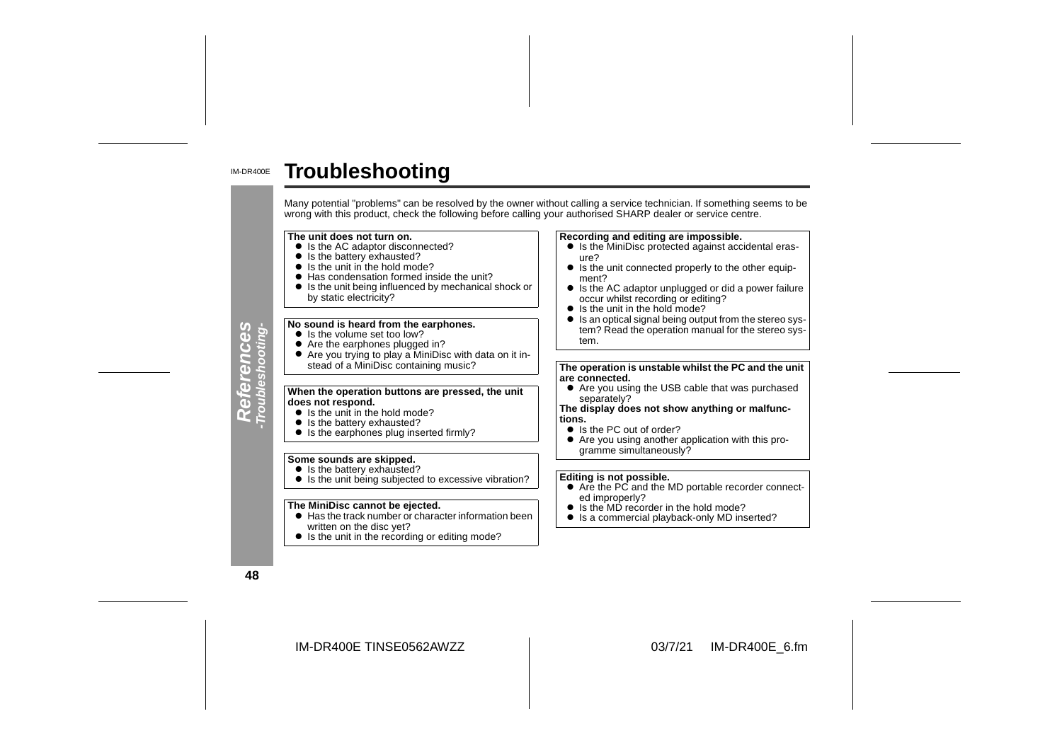# Troubleshooting

Many potential "problems" can be resolved by the owner without calling a service technician. If something seems to be wrong with this product, check the following before calling your authorised SHARP dealer or service centre.

**The unit does not turn on.**
- Is the AC adaptor disconnected?
- Is the battery exhausted?
- Is the unit in the hold mode?
- Has condensation formed inside the unit?
- Is the unit being influenced by mechanical shock or by static electricity?

**No sound is heard from the earphones.**
- Is the volume set too low?
- Are the earphones plugged in?
- Are you trying to play a MiniDisc with data on it instead of a MiniDisc containing music?

**When the operation buttons are pressed, the unit does not respond.**
- Is the unit in the hold mode?
- Is the battery exhausted?
- Is the earphones plug inserted firmly?

**Some sounds are skipped.**
- Is the battery exhausted?
- Is the unit being subjected to excessive vibration?

**The MiniDisc cannot be ejected.**
- Has the track number or character information been written on the disc yet?
- Is the unit in the recording or editing mode?

**Recording and editing are impossible.**
- Is the MiniDisc protected against accidental erasure?
- Is the unit connected properly to the other equipment?
- Is the AC adaptor unplugged or did a power failure occur whilst recording or editing?
- Is the unit in the hold mode?
- Is an optical signal being output from the stereo system? Read the operation manual for the stereo system.

**The operation is unstable whilst the PC and the unit are connected.**
- Are you using the USB cable that was purchased separately?

**The display does not show anything or malfunctions.**
- Is the PC out of order?
- Are you using another application with this programme simultaneously?

**Editing is not possible.**
- Are the PC and the MD portable recorder connected improperly?
- Is the MD recorder in the hold mode?
- Is a commercial playback-only MD inserted?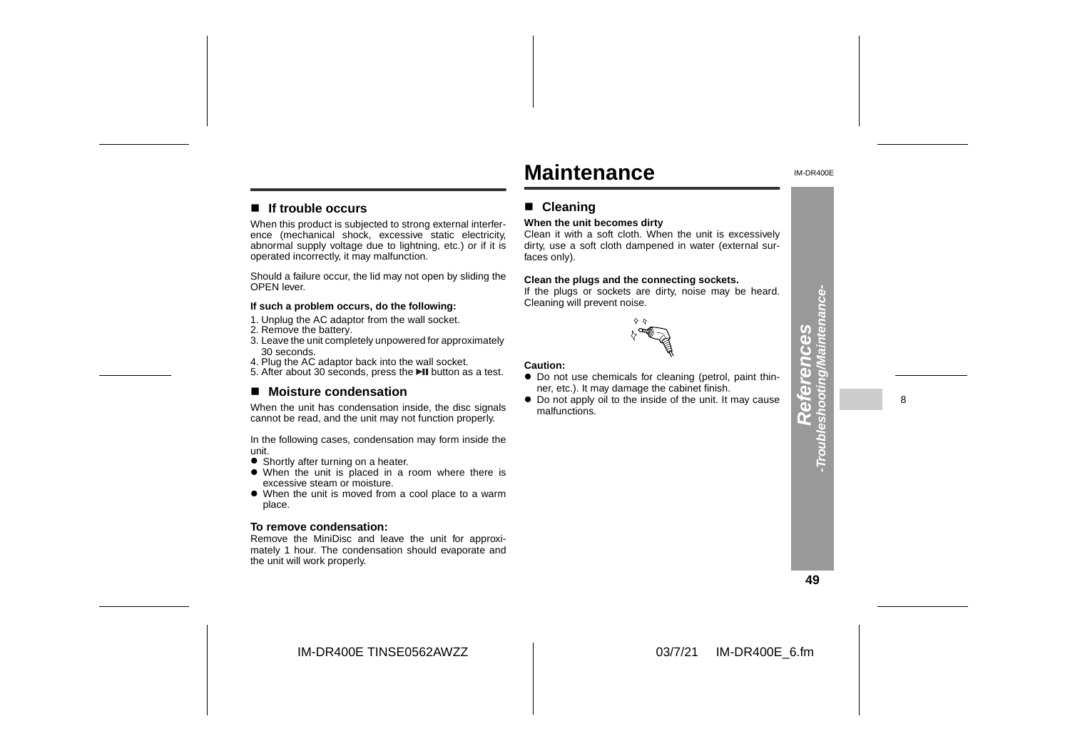# Maintenance

## ■ If trouble occurs

When this product is subjected to strong external interference (mechanical shock, excessive static electricity, abnormal supply voltage due to lightning, etc.) or if it is operated incorrectly, it may malfunction.

Should a failure occur, the lid may not open by sliding the OPEN lever.

**If such a problem occurs, do the following:**

1. Unplug the AC adaptor from the wall socket.
2. Remove the battery.
3. Leave the unit completely unpowered for approximately 30 seconds.
4. Plug the AC adaptor back into the wall socket.
5. After about 30 seconds, press the ►II button as a test.

## ■ Moisture condensation

When the unit has condensation inside, the disc signals cannot be read, and the unit may not function properly.

In the following cases, condensation may form inside the unit.

- Shortly after turning on a heater.
- When the unit is placed in a room where there is excessive steam or moisture.
- When the unit is moved from a cool place to a warm place.

**To remove condensation:**

Remove the MiniDisc and leave the unit for approximately 1 hour. The condensation should evaporate and the unit will work properly.

## ■ Cleaning

**When the unit becomes dirty**

Clean it with a soft cloth. When the unit is excessively dirty, use a soft cloth dampened in water (external surfaces only).

**Clean the plugs and the connecting sockets.**

If the plugs or sockets are dirty, noise may be heard. Cleaning will prevent noise.

**Caution:**

- Do not use chemicals for cleaning (petrol, paint thinner, etc.). It may damage the cabinet finish.
- Do not apply oil to the inside of the unit. It may cause malfunctions.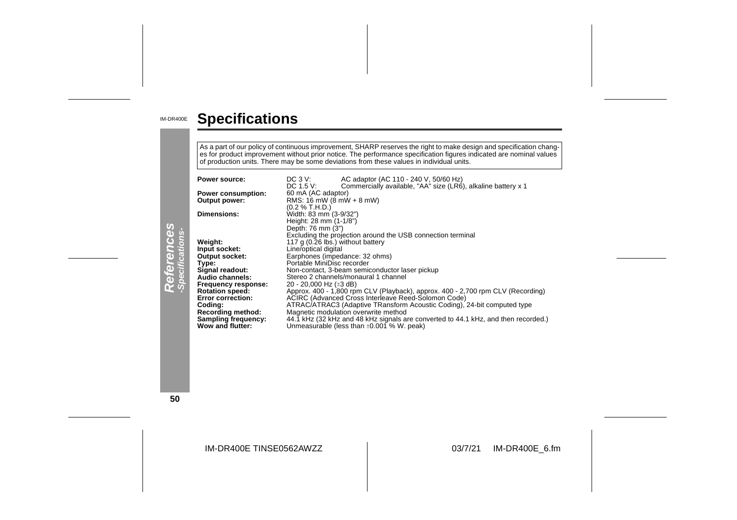# Specifications

As a part of our policy of continuous improvement, SHARP reserves the right to make design and specification changes for product improvement without prior notice. The performance specification figures indicated are nominal values of production units. There may be some deviations from these values in individual units.

**Power source:** DC 3 V: AC adaptor (AC 110 - 240 V, 50/60 Hz)
DC 1.5 V: Commercially available, "AA" size (LR6), alkaline battery x 1
**Power consumption:** 60 mA (AC adaptor)
**Output power:** RMS: 16 mW (8 mW + 8 mW)
(0.2 % T.H.D.)
**Dimensions:** Width: 83 mm (3-9/32")
Height: 28 mm (1-1/8")
Depth: 76 mm (3")
Excluding the projection around the USB connection terminal
**Weight:** 117 g (0.26 lbs.) without battery
**Input socket:** Line/optical digital
**Output socket:** Earphones (impedance: 32 ohms)
**Type:** Portable MiniDisc recorder
**Signal readout:** Non-contact, 3-beam semiconductor laser pickup
**Audio channels:** Stereo 2 channels/monaural 1 channel
**Frequency response:** 20 - 20,000 Hz (±3 dB)
**Rotation speed:** Approx. 400 - 1,800 rpm CLV (Playback), approx. 400 - 2,700 rpm CLV (Recording)
**Error correction:** ACIRC (Advanced Cross Interleave Reed-Solomon Code)
**Coding:** ATRAC/ATRAC3 (Adaptive TRansform Acoustic Coding), 24-bit computed type
**Recording method:** Magnetic modulation overwrite method
**Sampling frequency:** 44.1 kHz (32 kHz and 48 kHz signals are converted to 44.1 kHz, and then recorded.)
**Wow and flutter:** Unmeasurable (less than ±0.001 % W. peak)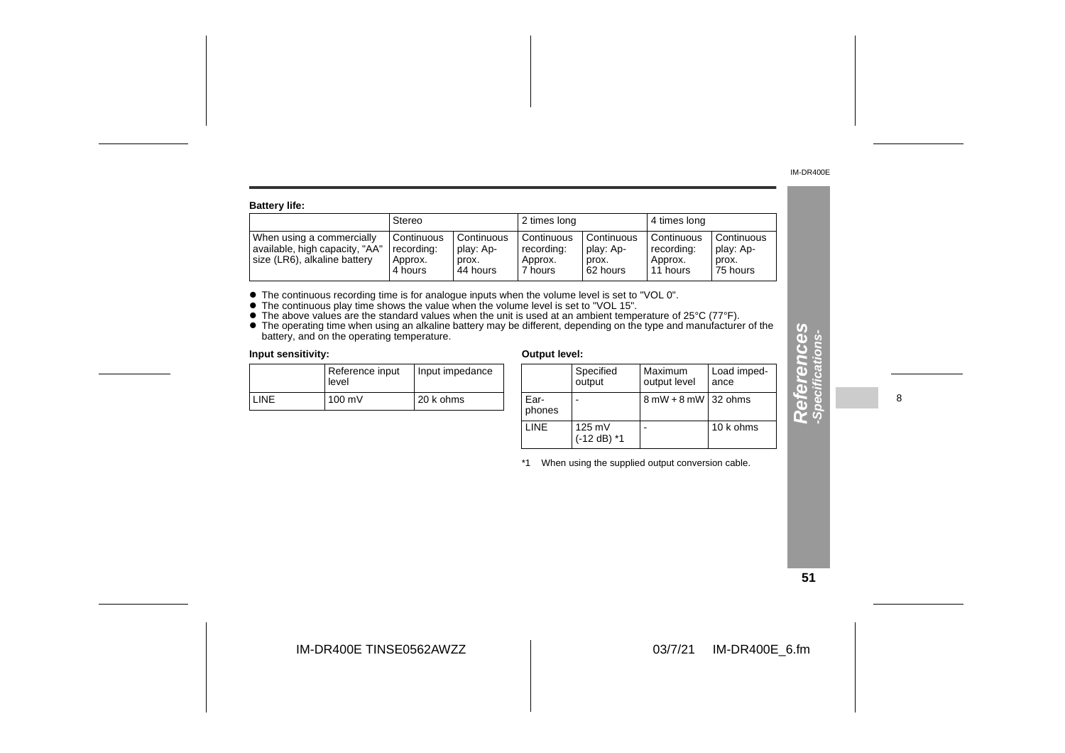**Battery life:**

| | Stereo | | 2 times long | | 4 times long | |
|---|---|---|---|---|---|---|
| When using a commercially available, high capacity, "AA" size (LR6), alkaline battery | Continuous recording: Approx. 4 hours | Continuous play: Approx. 44 hours | Continuous recording: Approx. 7 hours | Continuous play: Approx. 62 hours | Continuous recording: Approx. 11 hours | Continuous play: Approx. 75 hours |

- The continuous recording time is for analogue inputs when the volume level is set to "VOL 0".
- The continuous play time shows the value when the volume level is set to "VOL 15".
- The above values are the standard values when the unit is used at an ambient temperature of 25°C (77°F).
- The operating time when using an alkaline battery may be different, depending on the type and manufacturer of the battery, and on the operating temperature.

**Input sensitivity:**

| | Reference input level | Input impedance |
|---|---|---|
| LINE | 100 mV | 20 k ohms |

**Output level:**

| | Specified output | Maximum output level | Load impedance |
|---|---|---|---|
| Earphones | - | 8 mW + 8 mW | 32 ohms |
| LINE | 125 mV (-12 dB) *1 | - | 10 k ohms |

*1 When using the supplied output conversion cable.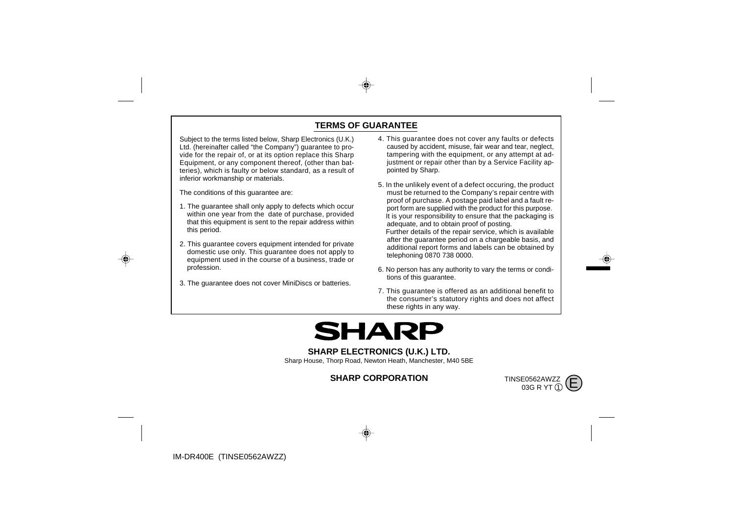## TERMS OF GUARANTEE

Subject to the terms listed below, Sharp Electronics (U.K.) Ltd. (hereinafter called "the Company") guarantee to provide for the repair of, or at its option replace this Sharp Equipment, or any component thereof, (other than batteries), which is faulty or below standard, as a result of inferior workmanship or materials.

The conditions of this guarantee are:

1. The guarantee shall only apply to defects which occur within one year from the date of purchase, provided that this equipment is sent to the repair address within this period.

2. This guarantee covers equipment intended for private domestic use only. This guarantee does not apply to equipment used in the course of a business, trade or profession.

3. The guarantee does not cover MiniDiscs or batteries.

4. This guarantee does not cover any faults or defects caused by accident, misuse, fair wear and tear, neglect, tampering with the equipment, or any attempt at adjustment or repair other than by a Service Facility appointed by Sharp.

5. In the unlikely event of a defect occuring, the product must be returned to the Company's repair centre with proof of purchase. A postage paid label and a fault report form are supplied with the product for this purpose.
   It is your responsibility to ensure that the packaging is adequate, and to obtain proof of posting.
   Further details of the repair service, which is available after the guarantee period on a chargeable basis, and additional report forms and labels can be obtained by telephoning 0870 738 0000.

6. No person has any authority to vary the terms or conditions of this guarantee.

7. This guarantee is offered as an additional benefit to the consumer's statutory rights and does not affect these rights in any way.

SHARP

**SHARP ELECTRONICS (U.K.) LTD.**
Sharp House, Thorp Road, Newton Heath, Manchester, M40 5BE

**SHARP CORPORATION**

TINSE0562AWZZ
03G R YT ①

E

IM-DR400E (TINSE0562AWZZ)